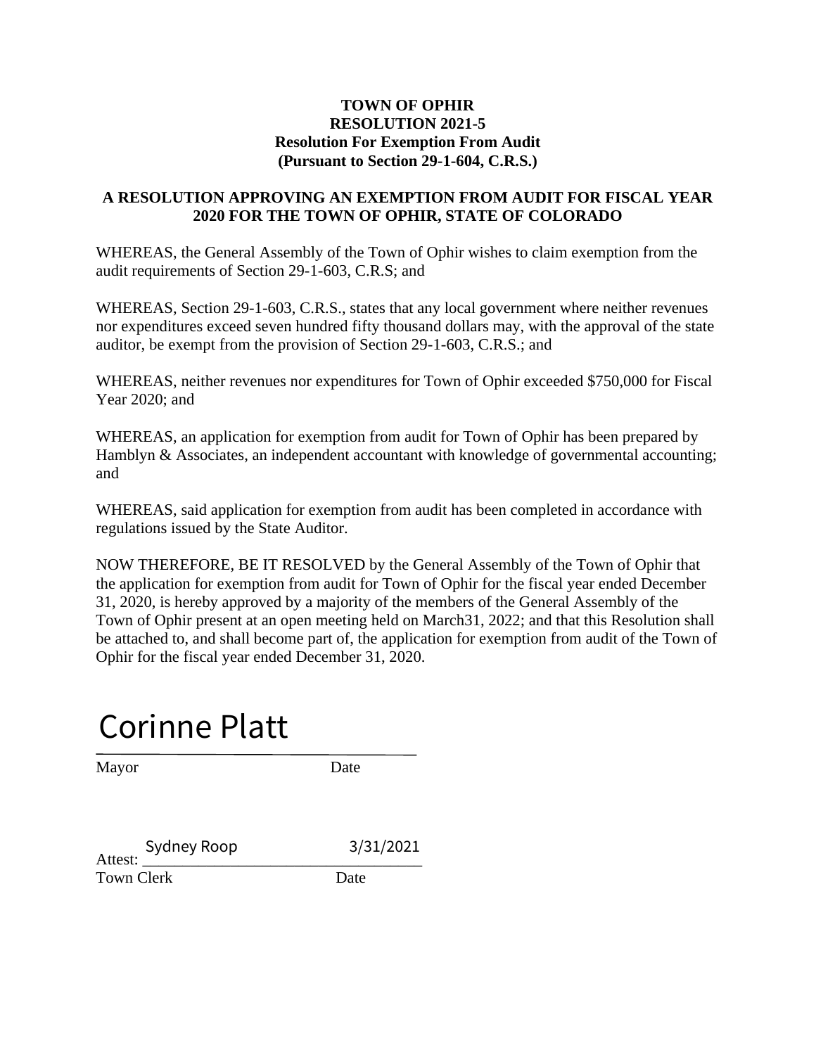**TOWN OF OPHIR**
**RESOLUTION 2021-5**
**Resolution For Exemption From Audit**
**(Pursuant to Section 29-1-604, C.R.S.)**

**A RESOLUTION APPROVING AN EXEMPTION FROM AUDIT FOR FISCAL YEAR 2020 FOR THE TOWN OF OPHIR, STATE OF COLORADO**

WHEREAS, the General Assembly of the Town of Ophir wishes to claim exemption from the audit requirements of Section 29-1-603, C.R.S; and

WHEREAS, Section 29-1-603, C.R.S., states that any local government where neither revenues nor expenditures exceed seven hundred fifty thousand dollars may, with the approval of the state auditor, be exempt from the provision of Section 29-1-603, C.R.S.; and

WHEREAS, neither revenues nor expenditures for Town of Ophir exceeded $750,000 for Fiscal Year 2020; and

WHEREAS, an application for exemption from audit for Town of Ophir has been prepared by Hamblyn & Associates, an independent accountant with knowledge of governmental accounting; and

WHEREAS, said application for exemption from audit has been completed in accordance with regulations issued by the State Auditor.

NOW THEREFORE, BE IT RESOLVED by the General Assembly of the Town of Ophir that the application for exemption from audit for Town of Ophir for the fiscal year ended December 31, 2020, is hereby approved by a majority of the members of the General Assembly of the Town of Ophir present at an open meeting held on March31, 2022; and that this Resolution shall be attached to, and shall become part of, the application for exemption from audit of the Town of Ophir for the fiscal year ended December 31, 2020.

Corinne Platt
\_\_\_\_\_\_\_\_\_\_\_\_\_\_\_\_\_\_\_\_\_\_\_\_\_\_\_\_\_\_\_\_\_\_
Mayor Date

Attest: Sydney Roop 3/31/2021
\_\_\_\_\_\_\_\_\_\_\_\_\_\_\_\_\_\_\_\_\_\_\_\_\_\_\_\_\_\_\_\_\_\_
Town Clerk Date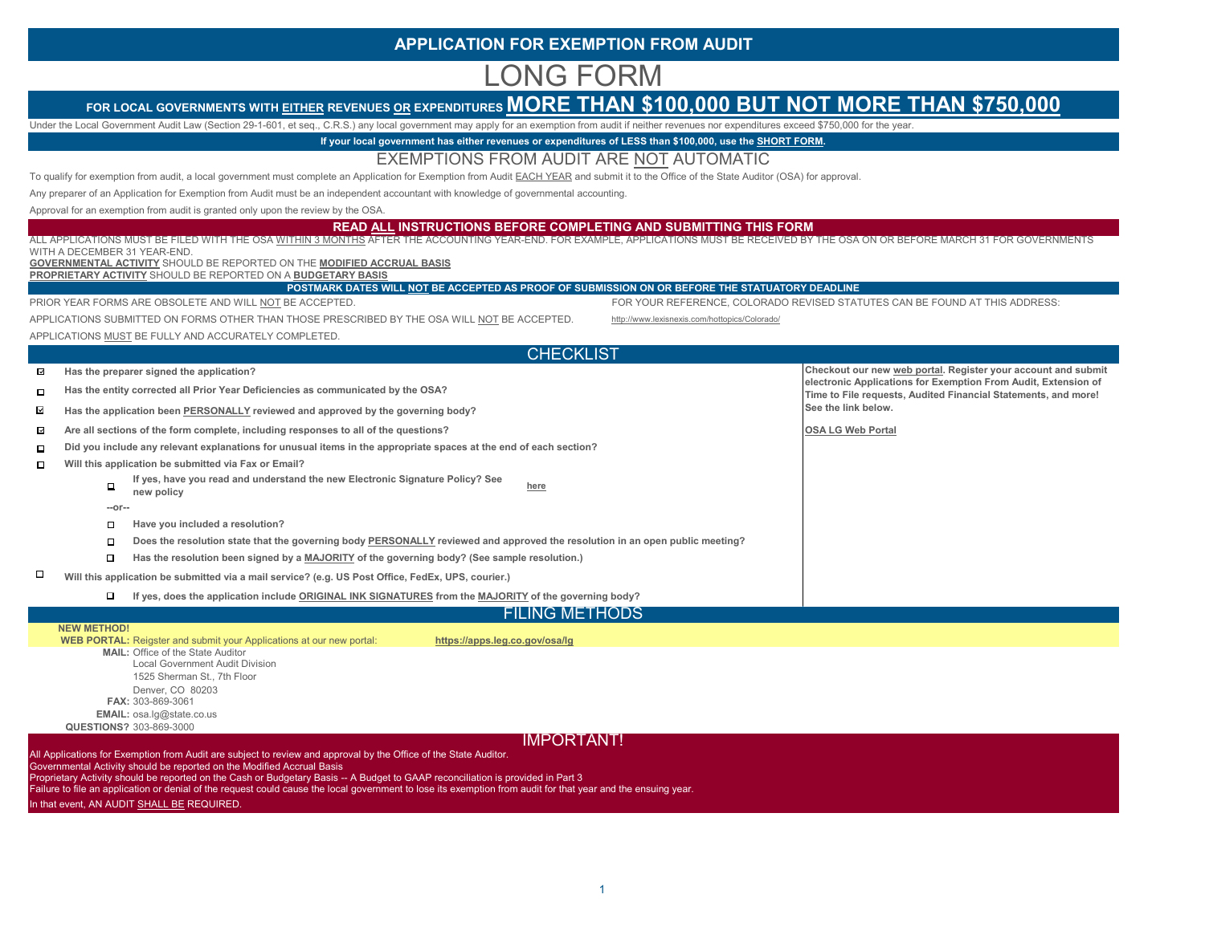# APPLICATION FOR EXEMPTION FROM AUDIT

# LONG FORM

## FOR LOCAL GOVERNMENTS WITH EITHER REVENUES OR EXPENDITURES MORE THAN $100,000 BUT NOT MORE THAN $750,000

Under the Local Government Audit Law (Section 29-1-601, et seq., C.R.S.) any local government may apply for an exemption from audit if neither revenues nor expenditures exceed $750,000 for the year.

**If your local government has either revenues or expenditures of LESS than $100,000, use the SHORT FORM.**

## EXEMPTIONS FROM AUDIT ARE NOT AUTOMATIC

To qualify for exemption from audit, a local government must complete an Application for Exemption from Audit EACH YEAR and submit it to the Office of the State Auditor (OSA) for approval.

Any preparer of an Application for Exemption from Audit must be an independent accountant with knowledge of governmental accounting.

Approval for an exemption from audit is granted only upon the review by the OSA.

**READ ALL INSTRUCTIONS BEFORE COMPLETING AND SUBMITTING THIS FORM**

ALL APPLICATIONS MUST BE FILED WITH THE OSA WITHIN 3 MONTHS AFTER THE ACCOUNTING YEAR-END. FOR EXAMPLE, APPLICATIONS MUST BE RECEIVED BY THE OSA ON OR BEFORE MARCH 31 FOR GOVERNMENTS WITH A DECEMBER 31 YEAR-END.

**GOVERNMENTAL ACTIVITY** SHOULD BE REPORTED ON THE **MODIFIED ACCRUAL BASIS**

**PROPRIETARY ACTIVITY** SHOULD BE REPORTED ON A **BUDGETARY BASIS**

**POSTMARK DATES WILL NOT BE ACCEPTED AS PROOF OF SUBMISSION ON OR BEFORE THE STATUTORY DEADLINE**

PRIOR YEAR FORMS ARE OBSOLETE AND WILL NOT BE ACCEPTED.

APPLICATIONS SUBMITTED ON FORMS OTHER THAN THOSE PRESCRIBED BY THE OSA WILL NOT BE ACCEPTED.

APPLICATIONS MUST BE FULLY AND ACCURATELY COMPLETED.

FOR YOUR REFERENCE, COLORADO REVISED STATUTES CAN BE FOUND AT THIS ADDRESS: http://www.lexisnexis.com/hottopics/Colorado/

## CHECKLIST

- [x] **Has the preparer signed the application?**
- [ ] **Has the entity corrected all Prior Year Deficiencies as communicated by the OSA?**
- [x] **Has the application been PERSONALLY reviewed and approved by the governing body?**
- [x] **Are all sections of the form complete, including responses to all of the questions?**
- [ ] **Did you include any relevant explanations for unusual items in the appropriate spaces at the end of each section?**
- [ ] **Will this application be submitted via Fax or Email?**
  - [ ] **If yes, have you read and understand the new Electronic Signature Policy? See new policy** here
  - **--or--**
  - [ ] **Have you included a resolution?**
  - [ ] **Does the resolution state that the governing body PERSONALLY reviewed and approved the resolution in an open public meeting?**
  - [ ] **Has the resolution been signed by a MAJORITY of the governing body? (See sample resolution.)**
- [ ] **Will this application be submitted via a mail service? (e.g. US Post Office, FedEx, UPS, courier.)**
  - [ ] **If yes, does the application include ORIGINAL INK SIGNATURES from the MAJORITY of the governing body?**

**Checkout our new web portal. Register your account and submit electronic Applications for Exemption From Audit, Extension of Time to File requests, Audited Financial Statements, and more! See the link below.**

**OSA LG Web Portal**

## FILING METHODS

**NEW METHOD!**

**WEB PORTAL:** Reigster and submit your Applications at our new portal: **https://apps.leg.co.gov/osa/lg**

**MAIL:** Office of the State Auditor
Local Government Audit Division
1525 Sherman St., 7th Floor
Denver, CO 80203

**FAX:** 303-869-3061

**EMAIL:** osa.lg@state.co.us

**QUESTIONS?** 303-869-3000

## IMPORTANT!

All Applications for Exemption from Audit are subject to review and approval by the Office of the State Auditor.

Governmental Activity should be reported on the Modified Accrual Basis

Proprietary Activity should be reported on the Cash or Budgetary Basis -- A Budget to GAAP reconciliation is provided in Part 3

Failure to file an application or denial of the request could cause the local government to lose its exemption from audit for that year and the ensuing year.

In that event, AN AUDIT SHALL BE REQUIRED.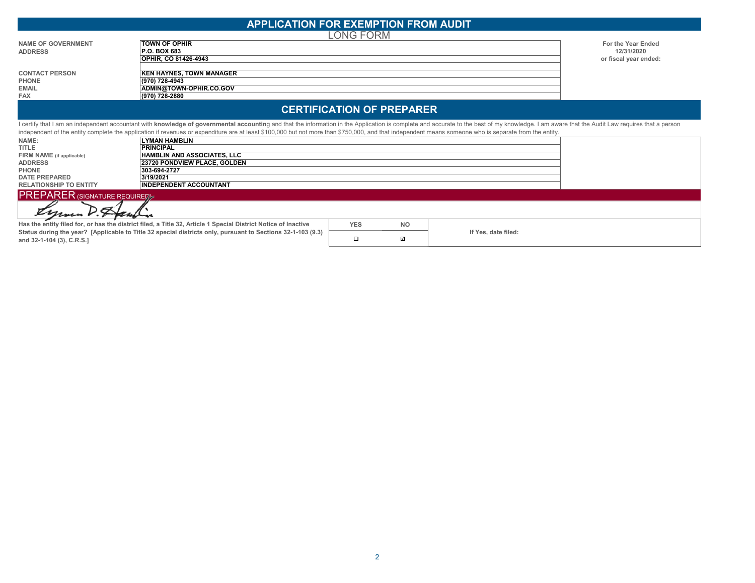# APPLICATION FOR EXEMPTION FROM AUDIT

LONG FORM

| | | |
|---|---|---|
| NAME OF GOVERNMENT | TOWN OF OPHIR | For the Year Ended |
| ADDRESS | P.O. BOX 683 | 12/31/2020 |
| | OPHIR, CO 81426-4943 | or fiscal year ended: |
| | | |
| CONTACT PERSON | KEN HAYNES, TOWN MANAGER | |
| PHONE | (970) 728-4943 | |
| EMAIL | ADMIN@TOWN-OPHIR.CO.GOV | |
| FAX | (970) 728-2880 | |

## CERTIFICATION OF PREPARER

I certify that I am an independent accountant with **knowledge of governmental accounting** and that the information in the Application is complete and accurate to the best of my knowledge. I am aware that the Audit Law requires that a person independent of the entity complete the application if revenues or expenditure are at least $100,000 but not more than $750,000, and that independent means someone who is separate from the entity.

| | |
|---|---|
| NAME: | LYMAN HAMBLIN |
| TITLE | PRINCIPAL |
| FIRM NAME (if applicable) | HAMBLIN AND ASSOCIATES, LLC |
| ADDRESS | 23720 PONDVIEW PLACE, GOLDEN |
| PHONE | 303-694-2727 |
| DATE PREPARED | 3/19/2021 |
| RELATIONSHIP TO ENTITY | INDEPENDENT ACCOUNTANT |

## PREPARER (SIGNATURE REQUIRED)

Lyman D. Hamblin

| Has the entity filed for, or has the district filed, a Title 32, Article 1 Special District Notice of Inactive Status during the year? [Applicable to Title 32 special districts only, pursuant to Sections 32-1-103 (9.3) and 32-1-104 (3), C.R.S.] | YES | NO | If Yes, date filed: |
|---|---|---|---|
| | ☐ | ☑ | |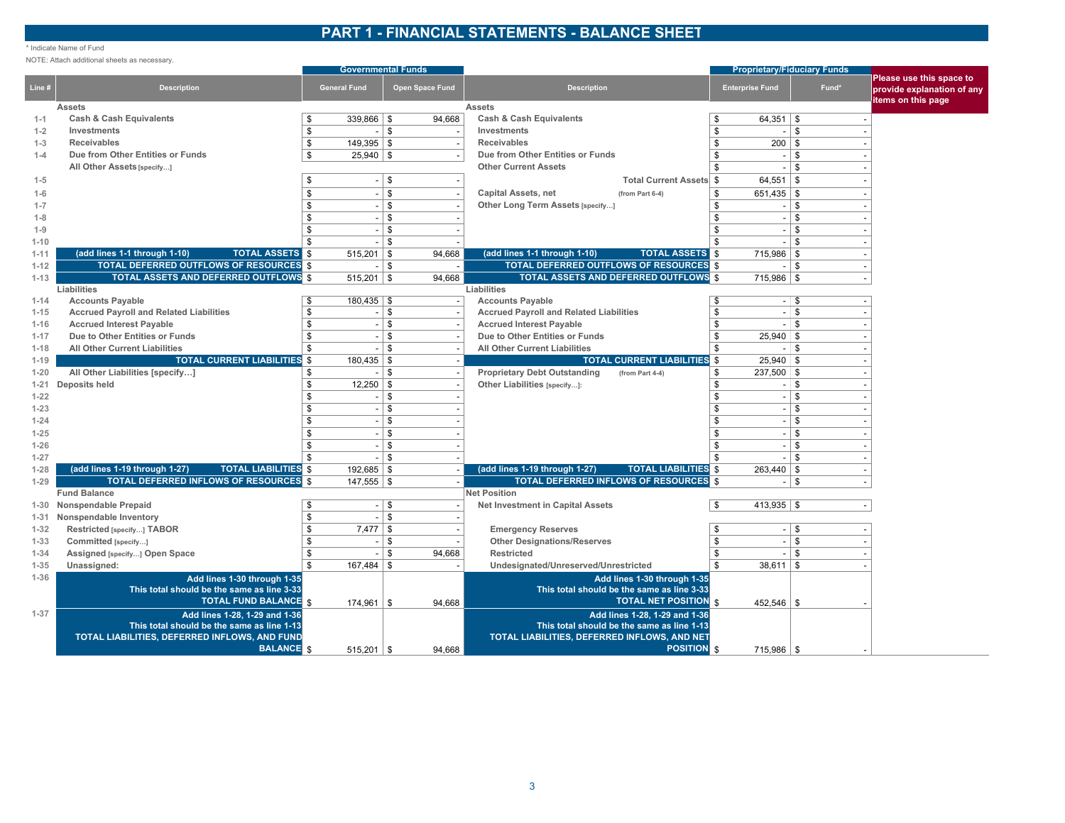# PART 1 - FINANCIAL STATEMENTS - BALANCE SHEET

\* Indicate Name of Fund

NOTE: Attach additional sheets as necessary.

| | | Governmental Funds | | | Proprietary/Fiduciary Funds | |
|---|---|---|---|---|---|---|
| **Line #** | **Description** | **General Fund** | **Open Space Fund** | **Description** | **Enterprise Fund** | **Fund*** |
| | **Assets** | | | **Assets** | | |
| 1-1 | Cash & Cash Equivalents | $ 339,866 | $ 94,668 | Cash & Cash Equivalents | $ 64,351 | $ - |
| 1-2 | Investments | $ - | $ - | Investments | $ - | $ - |
| 1-3 | Receivables | $ 149,395 | $ - | Receivables | $ 200 | $ - |
| 1-4 | Due from Other Entities or Funds | $ 25,940 | $ - | Due from Other Entities or Funds | $ - | $ - |
| | All Other Assets [specify…] | | | Other Current Assets | $ - | $ - |
| 1-5 | | $ - | $ - | Total Current Assets | $ 64,551 | $ - |
| 1-6 | | $ - | $ - | Capital Assets, net (from Part 6-4) | $ 651,435 | $ - |
| 1-7 | | $ - | $ - | Other Long Term Assets [specify…] | $ - | $ - |
| 1-8 | | $ - | $ - | | $ - | $ - |
| 1-9 | | $ - | $ - | | $ - | $ - |
| 1-10 | | $ - | $ - | | $ - | $ - |
| 1-11 | (add lines 1-1 through 1-10) TOTAL ASSETS | $ 515,201 | $ 94,668 | (add lines 1-1 through 1-10) TOTAL ASSETS | $ 715,986 | $ - |
| 1-12 | TOTAL DEFERRED OUTFLOWS OF RESOURCES | $ - | $ - | TOTAL DEFERRED OUTFLOWS OF RESOURCES | $ - | $ - |
| 1-13 | TOTAL ASSETS AND DEFERRED OUTFLOWS | $ 515,201 | $ 94,668 | TOTAL ASSETS AND DEFERRED OUTFLOWS | $ 715,986 | $ - |
| | **Liabilities** | | | **Liabilities** | | |
| 1-14 | Accounts Payable | $ 180,435 | $ - | Accounts Payable | $ - | $ - |
| 1-15 | Accrued Payroll and Related Liabilities | $ - | $ - | Accrued Payroll and Related Liabilities | $ - | $ - |
| 1-16 | Accrued Interest Payable | $ - | $ - | Accrued Interest Payable | $ - | $ - |
| 1-17 | Due to Other Entities or Funds | $ - | $ - | Due to Other Entities or Funds | $ 25,940 | $ - |
| 1-18 | All Other Current Liabilities | $ - | $ - | All Other Current Liabilities | $ - | $ - |
| 1-19 | TOTAL CURRENT LIABILITIES | $ 180,435 | $ - | TOTAL CURRENT LIABILITIES | $ 25,940 | $ - |
| 1-20 | All Other Liabilities [specify…] | $ - | $ - | Proprietary Debt Outstanding (from Part 4-4) | $ 237,500 | $ - |
| 1-21 | Deposits held | $ 12,250 | $ - | Other Liabilities [specify…]: | $ - | $ - |
| 1-22 | | $ - | $ - | | $ - | $ - |
| 1-23 | | $ - | $ - | | $ - | $ - |
| 1-24 | | $ - | $ - | | $ - | $ - |
| 1-25 | | $ - | $ - | | $ - | $ - |
| 1-26 | | $ - | $ - | | $ - | $ - |
| 1-27 | | $ - | $ - | | $ - | $ - |
| 1-28 | (add lines 1-19 through 1-27) TOTAL LIABILITIES | $ 192,685 | $ - | (add lines 1-19 through 1-27) TOTAL LIABILITIES | $ 263,440 | $ - |
| 1-29 | TOTAL DEFERRED INFLOWS OF RESOURCES | $ 147,555 | $ - | TOTAL DEFERRED INFLOWS OF RESOURCES | $ - | $ - |
| | **Fund Balance** | | | **Net Position** | | |
| 1-30 | Nonspendable Prepaid | $ - | $ - | Net Investment in Capital Assets | $ 413,935 | $ - |
| 1-31 | Nonspendable Inventory | $ - | $ - | | | |
| 1-32 | Restricted [specify…] TABOR | $ 7,477 | $ - | Emergency Reserves | $ - | $ - |
| 1-33 | Committed [specify…] | $ - | $ - | Other Designations/Reserves | $ - | $ - |
| 1-34 | Assigned [specify…] Open Space | $ - | $ 94,668 | Restricted | $ - | $ - |
| 1-35 | Unassigned: | $ 167,484 | $ - | Undesignated/Unreserved/Unrestricted | $ 38,611 | $ - |
| 1-36 | Add lines 1-30 through 1-35 This total should be the same as line 3-33 TOTAL FUND BALANCE | $ 174,961 | $ 94,668 | Add lines 1-30 through 1-35 This total should be the same as line 3-33 TOTAL NET POSITION | $ 452,546 | $ - |
| 1-37 | Add lines 1-28, 1-29 and 1-36 This total should be the same as line 1-13 TOTAL LIABILITIES, DEFERRED INFLOWS, AND FUND BALANCE | $ 515,201 | $ 94,668 | Add lines 1-28, 1-29 and 1-36 This total should be the same as line 1-13 TOTAL LIABILITIES, DEFERRED INFLOWS, AND NET POSITION | $ 715,986 | $ - |

Please use this space to provide explanation of any items on this page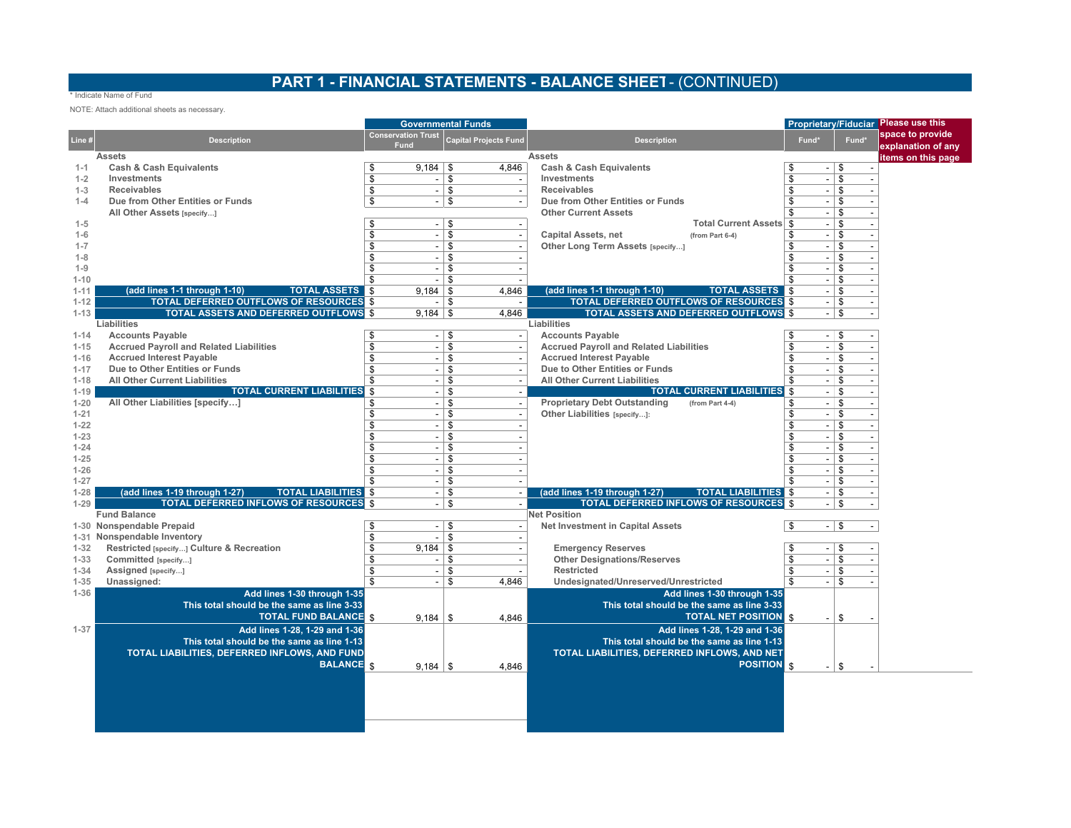# PART 1 - FINANCIAL STATEMENTS - BALANCE SHEET - (CONTINUED)

\* Indicate Name of Fund

NOTE: Attach additional sheets as necessary.

| Line # | Description | Governmental Funds: Conservation Trust Fund | Governmental Funds: Capital Projects Fund | Description | Proprietary/Fiduciary: Fund* | Proprietary/Fiduciary: Fund* |
|---|---|---|---|---|---|---|
| | **Assets** | | | **Assets** | | |
| 1-1 | Cash & Cash Equivalents | $ 9,184 | $ 4,846 | Cash & Cash Equivalents | $ - | $ - |
| 1-2 | Investments | $ - | $ - | Investments | $ - | $ - |
| 1-3 | Receivables | $ - | $ - | Receivables | $ - | $ - |
| 1-4 | Due from Other Entities or Funds | $ - | $ - | Due from Other Entities or Funds | $ - | $ - |
| | All Other Assets [specify…] | | | Other Current Assets | $ - | $ - |
| 1-5 | | $ - | $ - | Total Current Assets | $ - | $ - |
| 1-6 | | $ - | $ - | Capital Assets, net (from Part 6-4) | $ - | $ - |
| 1-7 | | $ - | $ - | Other Long Term Assets [specify…] | $ - | $ - |
| 1-8 | | $ - | $ - | | $ - | $ - |
| 1-9 | | $ - | $ - | | $ - | $ - |
| 1-10 | | $ - | $ - | | $ - | $ - |
| 1-11 | (add lines 1-1 through 1-10) TOTAL ASSETS | $ 9,184 | $ 4,846 | (add lines 1-1 through 1-10) TOTAL ASSETS | $ - | $ - |
| 1-12 | TOTAL DEFERRED OUTFLOWS OF RESOURCES | $ - | $ - | TOTAL DEFERRED OUTFLOWS OF RESOURCES | $ - | $ - |
| 1-13 | TOTAL ASSETS AND DEFERRED OUTFLOWS | $ 9,184 | $ 4,846 | TOTAL ASSETS AND DEFERRED OUTFLOWS | $ - | $ - |
| | **Liabilities** | | | **Liabilities** | | |
| 1-14 | Accounts Payable | $ - | $ - | Accounts Payable | $ - | $ - |
| 1-15 | Accrued Payroll and Related Liabilities | $ - | $ - | Accrued Payroll and Related Liabilities | $ - | $ - |
| 1-16 | Accrued Interest Payable | $ - | $ - | Accrued Interest Payable | $ - | $ - |
| 1-17 | Due to Other Entities or Funds | $ - | $ - | Due to Other Entities or Funds | $ - | $ - |
| 1-18 | All Other Current Liabilities | $ - | $ - | All Other Current Liabilities | $ - | $ - |
| 1-19 | TOTAL CURRENT LIABILITIES | $ - | $ - | TOTAL CURRENT LIABILITIES | $ - | $ - |
| 1-20 | All Other Liabilities [specify…] | $ - | $ - | Proprietary Debt Outstanding (from Part 4-4) | $ - | $ - |
| 1-21 | | $ - | $ - | Other Liabilities [specify…]: | $ - | $ - |
| 1-22 | | $ - | $ - | | $ - | $ - |
| 1-23 | | $ - | $ - | | $ - | $ - |
| 1-24 | | $ - | $ - | | $ - | $ - |
| 1-25 | | $ - | $ - | | $ - | $ - |
| 1-26 | | $ - | $ - | | $ - | $ - |
| 1-27 | | $ - | $ - | | $ - | $ - |
| 1-28 | (add lines 1-19 through 1-27) TOTAL LIABILITIES | $ - | $ - | (add lines 1-19 through 1-27) TOTAL LIABILITIES | $ - | $ - |
| 1-29 | TOTAL DEFERRED INFLOWS OF RESOURCES | $ - | $ - | TOTAL DEFERRED INFLOWS OF RESOURCES | $ - | $ - |
| | **Fund Balance** | | | **Net Position** | | |
| 1-30 | Nonspendable Prepaid | $ - | $ - | Net Investment in Capital Assets | $ - | $ - |
| 1-31 | Nonspendable Inventory | $ - | $ - | | | |
| 1-32 | Restricted [specify…] Culture & Recreation | $ 9,184 | $ - | Emergency Reserves | $ - | $ - |
| 1-33 | Committed [specify…] | $ - | $ - | Other Designations/Reserves | $ - | $ - |
| 1-34 | Assigned [specify…] | $ - | $ - | Restricted | $ - | $ - |
| 1-35 | Unassigned: | $ - | $ 4,846 | Undesignated/Unreserved/Unrestricted | $ - | $ - |
| 1-36 | Add lines 1-30 through 1-35. This total should be the same as line 3-33. TOTAL FUND BALANCE | $ 9,184 | $ 4,846 | Add lines 1-30 through 1-35. This total should be the same as line 3-33. TOTAL NET POSITION | $ - | $ - |
| 1-37 | Add lines 1-28, 1-29 and 1-36. This total should be the same as line 1-13. TOTAL LIABILITIES, DEFERRED INFLOWS, AND FUND BALANCE | $ 9,184 | $ 4,846 | Add lines 1-28, 1-29 and 1-36. This total should be the same as line 1-13. TOTAL LIABILITIES, DEFERRED INFLOWS, AND NET POSITION | $ - | $ - |

Please use this space to provide explanation of any items on this page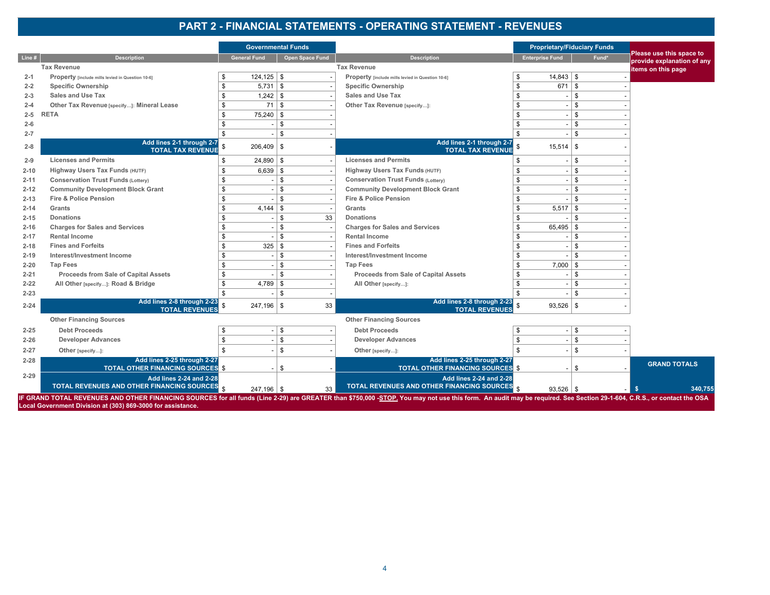# PART 2 - FINANCIAL STATEMENTS - OPERATING STATEMENT - REVENUES

| Line # | Description | Governmental Funds: General Fund | Governmental Funds: Open Space Fund | Description | Proprietary/Fiduciary Funds: Enterprise Fund | Proprietary/Fiduciary Funds: Fund* | Please use this space to provide explanation of any items on this page |
|---|---|---|---|---|---|---|---|
| | **Tax Revenue** | | | **Tax Revenue** | | | |
| 2-1 | **Property** [include mills levied in Question 10-6] | $ 124,125 | $ - | **Property** [include mills levied in Question 10-6] | $ 14,843 | $ - | |
| 2-2 | **Specific Ownership** | $ 5,731 | $ - | **Specific Ownership** | $ 671 | $ - | |
| 2-3 | **Sales and Use Tax** | $ 1,242 | $ - | **Sales and Use Tax** | $ - | $ - | |
| 2-4 | **Other Tax Revenue** [specify…]: **Mineral Lease** | $ 71 | $ - | **Other Tax Revenue** [specify…]: | $ - | $ - | |
| 2-5 | **RETA** | $ 75,240 | $ - | | $ - | $ - | |
| 2-6 | | $ - | $ - | | $ - | $ - | |
| 2-7 | | $ - | $ - | | $ - | $ - | |
| 2-8 | Add lines 2-1 through 2-7 **TOTAL TAX REVENUE** | $ 206,409 | $ - | Add lines 2-1 through 2-7 **TOTAL TAX REVENUE** | $ 15,514 | $ - | |
| 2-9 | **Licenses and Permits** | $ 24,890 | $ - | **Licenses and Permits** | $ - | $ - | |
| 2-10 | **Highway Users Tax Funds** (HUTF) | $ 6,639 | $ - | **Highway Users Tax Funds** (HUTF) | $ - | $ - | |
| 2-11 | **Conservation Trust Funds** (Lottery) | $ - | $ - | **Conservation Trust Funds** (Lottery) | $ - | $ - | |
| 2-12 | **Community Development Block Grant** | $ - | $ - | **Community Development Block Grant** | $ - | $ - | |
| 2-13 | **Fire & Police Pension** | $ - | $ - | **Fire & Police Pension** | $ - | $ - | |
| 2-14 | **Grants** | $ 4,144 | $ - | **Grants** | $ 5,517 | $ - | |
| 2-15 | **Donations** | $ - | $ 33 | **Donations** | $ - | $ - | |
| 2-16 | **Charges for Sales and Services** | $ - | $ - | **Charges for Sales and Services** | $ 65,495 | $ - | |
| 2-17 | **Rental Income** | $ - | $ - | **Rental Income** | $ - | $ - | |
| 2-18 | **Fines and Forfeits** | $ 325 | $ - | **Fines and Forfeits** | $ - | $ - | |
| 2-19 | **Interest/Investment Income** | $ - | $ - | **Interest/Investment Income** | $ - | $ - | |
| 2-20 | **Tap Fees** | $ - | $ - | **Tap Fees** | $ 7,000 | $ - | |
| 2-21 | **Proceeds from Sale of Capital Assets** | $ - | $ - | **Proceeds from Sale of Capital Assets** | $ - | $ - | |
| 2-22 | **All Other** [specify…]: **Road & Bridge** | $ 4,789 | $ - | **All Other** [specify…]: | $ - | $ - | |
| 2-23 | | $ - | $ - | | $ - | $ - | |
| 2-24 | Add lines 2-8 through 2-23 **TOTAL REVENUES** | $ 247,196 | $ 33 | Add lines 2-8 through 2-23 **TOTAL REVENUES** | $ 93,526 | $ - | |
| | **Other Financing Sources** | | | **Other Financing Sources** | | | |
| 2-25 | **Debt Proceeds** | $ - | $ - | **Debt Proceeds** | $ - | $ - | |
| 2-26 | **Developer Advances** | $ - | $ - | **Developer Advances** | $ - | $ - | |
| 2-27 | **Other** [specify…]: | $ - | $ - | **Other** [specify…]: | $ - | $ - | |
| 2-28 | Add lines 2-25 through 2-27 **TOTAL OTHER FINANCING SOURCES** | $ - | $ - | Add lines 2-25 through 2-27 **TOTAL OTHER FINANCING SOURCES** | $ - | $ - | **GRAND TOTALS** |
| 2-29 | Add lines 2-24 and 2-28 **TOTAL REVENUES AND OTHER FINANCING SOURCES** | $ 247,196 | $ 33 | Add lines 2-24 and 2-28 **TOTAL REVENUES AND OTHER FINANCING SOURCES** | $ 93,526 | $ - | $ 340,755 |

**IF GRAND TOTAL REVENUES AND OTHER FINANCING SOURCES for all funds (Line 2-29) are GREATER than $750,000 -STOP. You may not use this form. An audit may be required. See Section 29-1-604, C.R.S., or contact the OSA Local Government Division at (303) 869-3000 for assistance.**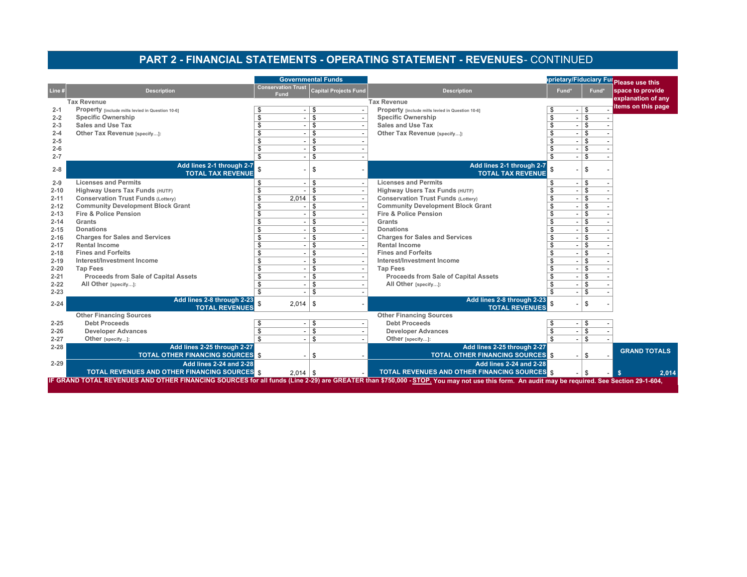## PART 2 - FINANCIAL STATEMENTS - OPERATING STATEMENT - REVENUES- CONTINUED

| Line # | Description | Governmental Funds: Conservation Trust Fund | Governmental Funds: Capital Projects Fund | Description | Proprietary/Fiduciary Funds: Fund* | Proprietary/Fiduciary Funds: Fund* | Please use this space to provide explanation of any items on this page |
|---|---|---|---|---|---|---|---|
| | **Tax Revenue** | | | **Tax Revenue** | | | |
| 2-1 | **Property** [include mills levied in Question 10-6] | $ - | $ - | **Property** [include mills levied in Question 10-6] | $ - | $ - | |
| 2-2 | **Specific Ownership** | $ - | $ - | **Specific Ownership** | $ - | $ - | |
| 2-3 | **Sales and Use Tax** | $ - | $ - | **Sales and Use Tax** | $ - | $ - | |
| 2-4 | **Other Tax Revenue** [specify...]: | $ - | $ - | **Other Tax Revenue** [specify...]: | $ - | $ - | |
| 2-5 | | $ - | $ - | | $ - | $ - | |
| 2-6 | | $ - | $ - | | $ - | $ - | |
| 2-7 | | $ - | $ - | | $ - | $ - | |
| 2-8 | **Add lines 2-1 through 2-7 TOTAL TAX REVENUE** | $ - | $ - | **Add lines 2-1 through 2-7 TOTAL TAX REVENUE** | $ - | $ - | |
| 2-9 | **Licenses and Permits** | $ - | $ - | **Licenses and Permits** | $ - | $ - | |
| 2-10 | **Highway Users Tax Funds** (HUTF) | $ - | $ - | **Highway Users Tax Funds** (HUTF) | $ - | $ - | |
| 2-11 | **Conservation Trust Funds** (Lottery) | $ 2,014 | $ - | **Conservation Trust Funds** (Lottery) | $ - | $ - | |
| 2-12 | **Community Development Block Grant** | $ - | $ - | **Community Development Block Grant** | $ - | $ - | |
| 2-13 | **Fire & Police Pension** | $ - | $ - | **Fire & Police Pension** | $ - | $ - | |
| 2-14 | **Grants** | $ - | $ - | **Grants** | $ - | $ - | |
| 2-15 | **Donations** | $ - | $ - | **Donations** | $ - | $ - | |
| 2-16 | **Charges for Sales and Services** | $ - | $ - | **Charges for Sales and Services** | $ - | $ - | |
| 2-17 | **Rental Income** | $ - | $ - | **Rental Income** | $ - | $ - | |
| 2-18 | **Fines and Forfeits** | $ - | $ - | **Fines and Forfeits** | $ - | $ - | |
| 2-19 | **Interest/Investment Income** | $ - | $ - | **Interest/Investment Income** | $ - | $ - | |
| 2-20 | **Tap Fees** | $ - | $ - | **Tap Fees** | $ - | $ - | |
| 2-21 | **Proceeds from Sale of Capital Assets** | $ - | $ - | **Proceeds from Sale of Capital Assets** | $ - | $ - | |
| 2-22 | **All Other** [specify...]: | $ - | $ - | **All Other** [specify...]: | $ - | $ - | |
| 2-23 | | $ - | $ - | | $ - | $ - | |
| 2-24 | **Add lines 2-8 through 2-23 TOTAL REVENUES** | $ 2,014 | $ - | **Add lines 2-8 through 2-23 TOTAL REVENUES** | $ - | $ - | |
| | **Other Financing Sources** | | | **Other Financing Sources** | | | |
| 2-25 | **Debt Proceeds** | $ - | $ - | **Debt Proceeds** | $ - | $ - | |
| 2-26 | **Developer Advances** | $ - | $ - | **Developer Advances** | $ - | $ - | |
| 2-27 | **Other** [specify...]: | $ - | $ - | **Other** [specify...]: | $ - | $ - | |
| 2-28 | **Add lines 2-25 through 2-27 TOTAL OTHER FINANCING SOURCES** | $ - | $ - | **Add lines 2-25 through 2-27 TOTAL OTHER FINANCING SOURCES** | $ - | $ - | **GRAND TOTALS** |
| 2-29 | **Add lines 2-24 and 2-28 TOTAL REVENUES AND OTHER FINANCING SOURCES** | $ 2,014 | $ - | **Add lines 2-24 and 2-28 TOTAL REVENUES AND OTHER FINANCING SOURCES** | $ - | $ - | **$ 2,014** |

**IF GRAND TOTAL REVENUES AND OTHER FINANCING SOURCES for all funds (Line 2-29) are GREATER than $750,000 - STOP. You may not use this form. An audit may be required. See Section 29-1-604,**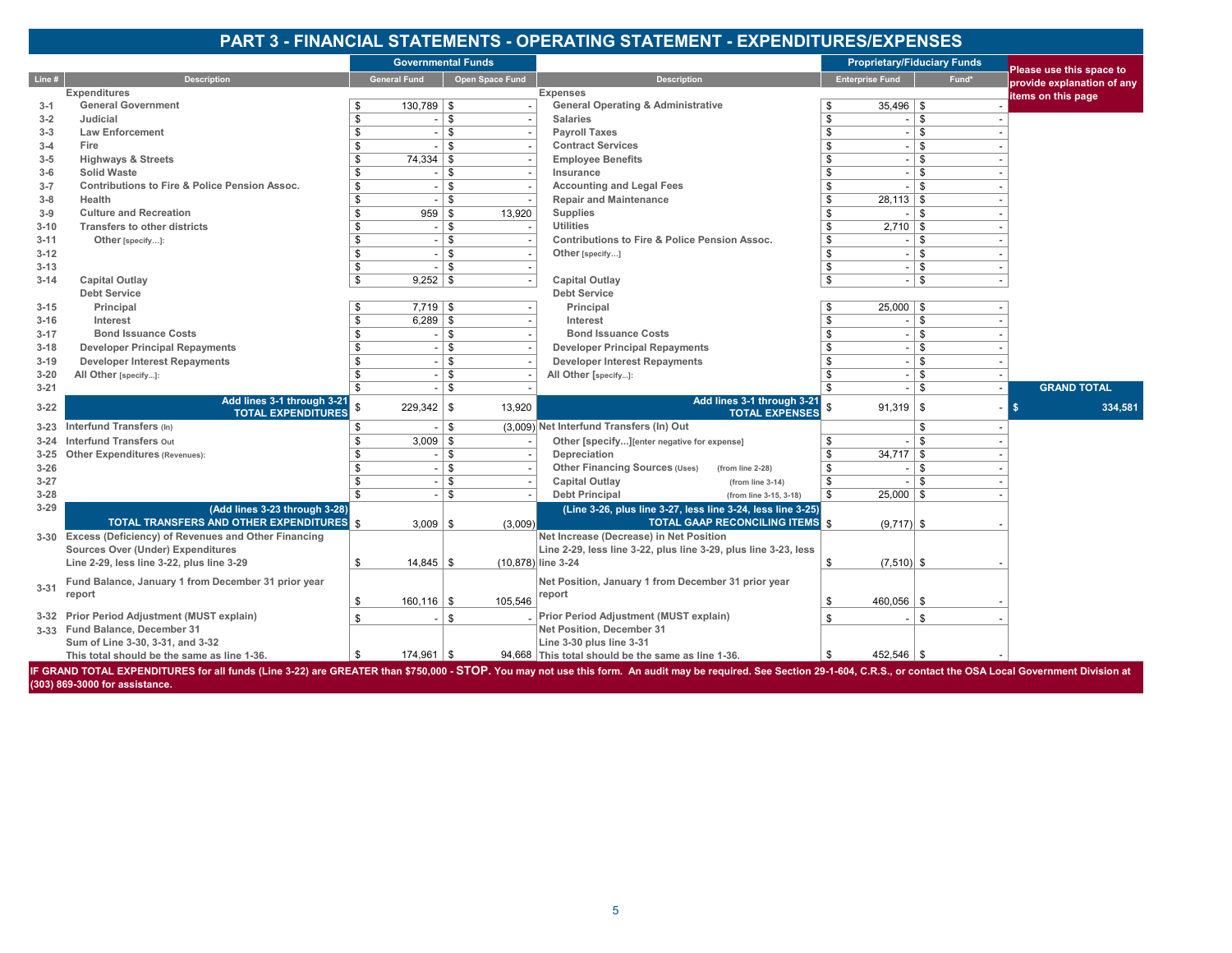# PART 3 - FINANCIAL STATEMENTS - OPERATING STATEMENT - EXPENDITURES/EXPENSES

| Line # | Description | Governmental Funds: General Fund | Governmental Funds: Open Space Fund | Description | Proprietary/Fiduciary Funds: Enterprise Fund | Proprietary/Fiduciary Funds: Fund* |
|---|---|---|---|---|---|---|
| | **Expenditures** | | | **Expenses** | | |
| 3-1 | General Government | $ 130,789 | $ - | General Operating & Administrative | $ 35,496 | $ - |
| 3-2 | Judicial | $ - | $ - | Salaries | $ - | $ - |
| 3-3 | Law Enforcement | $ - | $ - | Payroll Taxes | $ - | $ - |
| 3-4 | Fire | $ - | $ - | Contract Services | $ - | $ - |
| 3-5 | Highways & Streets | $ 74,334 | $ - | Employee Benefits | $ - | $ - |
| 3-6 | Solid Waste | $ - | $ - | Insurance | $ - | $ - |
| 3-7 | Contributions to Fire & Police Pension Assoc. | $ - | $ - | Accounting and Legal Fees | $ - | $ - |
| 3-8 | Health | $ - | $ - | Repair and Maintenance | $ 28,113 | $ - |
| 3-9 | Culture and Recreation | $ 959 | $ 13,920 | Supplies | $ - | $ - |
| 3-10 | Transfers to other districts | $ - | $ - | Utilities | $ 2,710 | $ - |
| 3-11 | Other [specify…]: | $ - | $ - | Contributions to Fire & Police Pension Assoc. | $ - | $ - |
| 3-12 | | $ - | $ - | Other [specify…] | $ - | $ - |
| 3-13 | | $ - | $ - | | $ - | $ - |
| 3-14 | Capital Outlay | $ 9,252 | $ - | Capital Outlay | $ - | $ - |
| | Debt Service | | | Debt Service | | |
| 3-15 | Principal | $ 7,719 | $ - | Principal | $ 25,000 | $ - |
| 3-16 | Interest | $ 6,289 | $ - | Interest | $ - | $ - |
| 3-17 | Bond Issuance Costs | $ - | $ - | Bond Issuance Costs | $ - | $ - |
| 3-18 | Developer Principal Repayments | $ - | $ - | Developer Principal Repayments | $ - | $ - |
| 3-19 | Developer Interest Repayments | $ - | $ - | Developer Interest Repayments | $ - | $ - |
| 3-20 | All Other [specify…]: | $ - | $ - | All Other [specify…]: | $ - | $ - |
| 3-21 | | $ - | $ - | | $ - | $ - |
| 3-22 | **Add lines 3-1 through 3-21 TOTAL EXPENDITURES** | $ 229,342 | $ 13,920 | **Add lines 3-1 through 3-21 TOTAL EXPENSES** | $ 91,319 | $ - |
| 3-23 | Interfund Transfers (In) | $ - | $ (3,009) | Net Interfund Transfers (In) Out | | $ - |
| 3-24 | Interfund Transfers Out | $ 3,009 | $ - | Other [specify...][enter negative for expense] | $ - | $ - |
| 3-25 | Other Expenditures (Revenues): | $ - | $ - | Depreciation | $ 34,717 | $ - |
| 3-26 | | $ - | $ - | Other Financing Sources (Uses) (from line 2-28) | $ - | $ - |
| 3-27 | | $ - | $ - | Capital Outlay (from line 3-14) | $ - | $ - |
| 3-28 | | $ - | $ - | Debt Principal (from line 3-15, 3-18) | $ 25,000 | $ - |
| 3-29 | **(Add lines 3-23 through 3-28) TOTAL TRANSFERS AND OTHER EXPENDITURES** | $ 3,009 | $ (3,009) | **(Line 3-26, plus line 3-27, less line 3-24, less line 3-25) TOTAL GAAP RECONCILING ITEMS** | $ (9,717) | $ - |
| 3-30 | Excess (Deficiency) of Revenues and Other Financing Sources Over (Under) Expenditures Line 2-29, less line 3-22, plus line 3-29 | $ 14,845 | $ (10,878) | Net Increase (Decrease) in Net Position Line 2-29, less line 3-22, plus line 3-29, plus line 3-23, less line 3-24 | $ (7,510) | $ - |
| 3-31 | Fund Balance, January 1 from December 31 prior year report | $ 160,116 | $ 105,546 | Net Position, January 1 from December 31 prior year report | $ 460,056 | $ - |
| 3-32 | Prior Period Adjustment (MUST explain) | $ - | $ - | Prior Period Adjustment (MUST explain) | $ - | $ - |
| 3-33 | Fund Balance, December 31 Sum of Line 3-30, 3-31, and 3-32 This total should be the same as line 1-36. | $ 174,961 | $ 94,668 | Net Position, December 31 Line 3-30 plus line 3-31 This total should be the same as line 1-36. | $ 452,546 | $ - |

**GRAND TOTAL** $ 334,581

Please use this space to provide explanation of any items on this page

**IF GRAND TOTAL EXPENDITURES for all funds (Line 3-22) are GREATER than $750,000 - STOP. You may not use this form. An audit may be required. See Section 29-1-604, C.R.S., or contact the OSA Local Government Division at (303) 869-3000 for assistance.**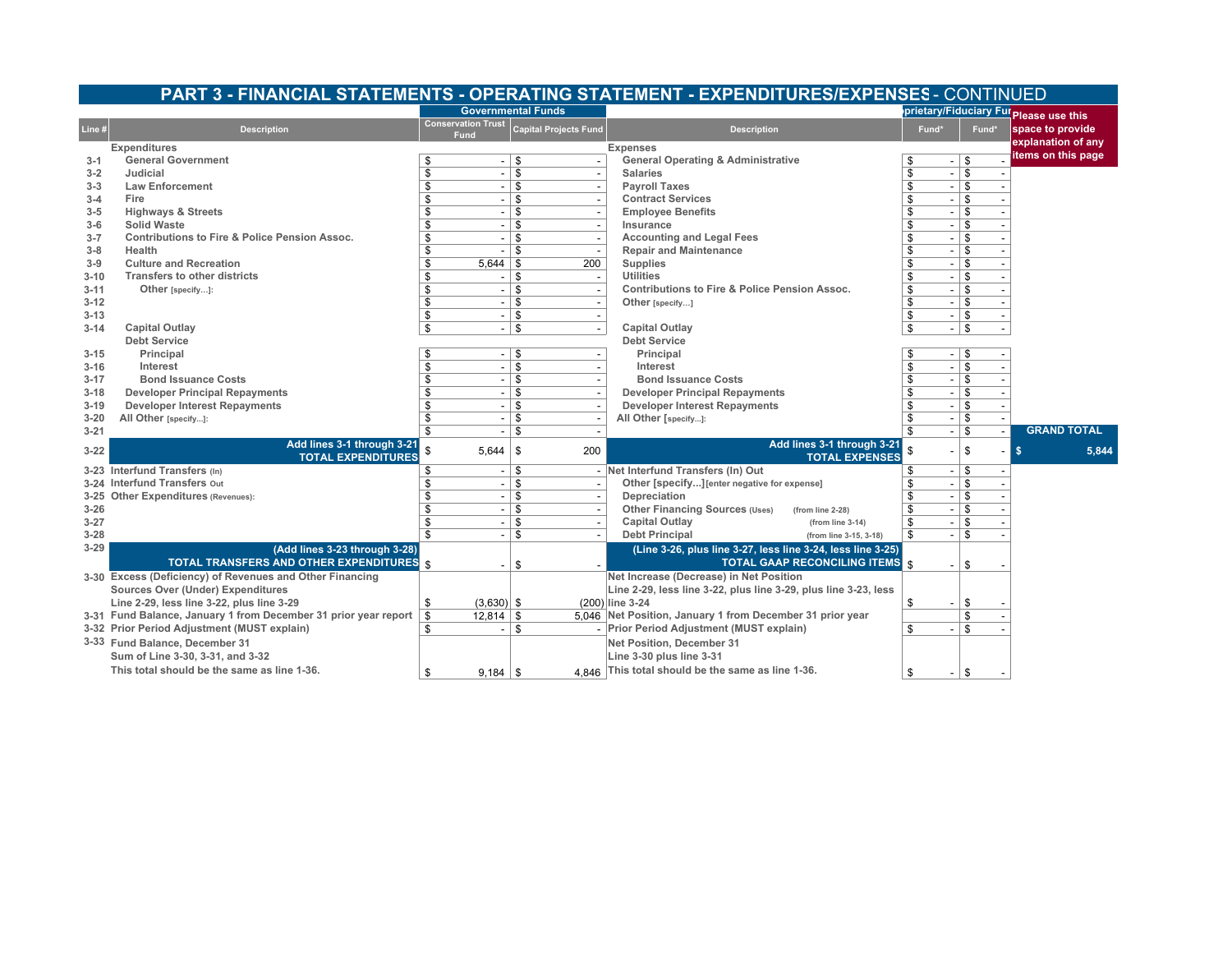# PART 3 - FINANCIAL STATEMENTS - OPERATING STATEMENT - EXPENDITURES/EXPENSES - CONTINUED

| Line # | Description | Governmental Funds: Conservation Trust Fund | Governmental Funds: Capital Projects Fund | Description | Proprietary/Fiduciary Funds: Fund* | Proprietary/Fiduciary Funds: Fund* |
|---|---|---|---|---|---|---|
| | **Expenditures** | | | **Expenses** | | |
| 3-1 | General Government | $ - | $ - | General Operating & Administrative | $ - | $ - |
| 3-2 | Judicial | $ - | $ - | Salaries | $ - | $ - |
| 3-3 | Law Enforcement | $ - | $ - | Payroll Taxes | $ - | $ - |
| 3-4 | Fire | $ - | $ - | Contract Services | $ - | $ - |
| 3-5 | Highways & Streets | $ - | $ - | Employee Benefits | $ - | $ - |
| 3-6 | Solid Waste | $ - | $ - | Insurance | $ - | $ - |
| 3-7 | Contributions to Fire & Police Pension Assoc. | $ - | $ - | Accounting and Legal Fees | $ - | $ - |
| 3-8 | Health | $ - | $ - | Repair and Maintenance | $ - | $ - |
| 3-9 | Culture and Recreation | $ 5,644 | $ 200 | Supplies | $ - | $ - |
| 3-10 | Transfers to other districts | $ - | $ - | Utilities | $ - | $ - |
| 3-11 | Other [specify...]: | $ - | $ - | Contributions to Fire & Police Pension Assoc. | $ - | $ - |
| 3-12 | | $ - | $ - | Other [specify...] | $ - | $ - |
| 3-13 | | $ - | $ - | | $ - | $ - |
| 3-14 | Capital Outlay | $ - | $ - | Capital Outlay | $ - | $ - |
| | Debt Service | | | Debt Service | | |
| 3-15 | Principal | $ - | $ - | Principal | $ - | $ - |
| 3-16 | Interest | $ - | $ - | Interest | $ - | $ - |
| 3-17 | Bond Issuance Costs | $ - | $ - | Bond Issuance Costs | $ - | $ - |
| 3-18 | Developer Principal Repayments | $ - | $ - | Developer Principal Repayments | $ - | $ - |
| 3-19 | Developer Interest Repayments | $ - | $ - | Developer Interest Repayments | $ - | $ - |
| 3-20 | All Other [specify...]: | $ - | $ - | All Other [specify...]: | $ - | $ - |
| 3-21 | | $ - | $ - | | $ - | $ - |
| 3-22 | **Add lines 3-1 through 3-21 TOTAL EXPENDITURES** | $ 5,644 | $ 200 | **Add lines 3-1 through 3-21 TOTAL EXPENSES** | $ - | $ - |
| 3-23 | Interfund Transfers (In) | $ - | $ - | Net Interfund Transfers (In) Out | $ - | $ - |
| 3-24 | Interfund Transfers Out | $ - | $ - | Other [specify...][enter negative for expense] | $ - | $ - |
| 3-25 | Other Expenditures (Revenues): | $ - | $ - | Depreciation | $ - | $ - |
| 3-26 | | $ - | $ - | Other Financing Sources (Uses) (from line 2-28) | $ - | $ - |
| 3-27 | | $ - | $ - | Capital Outlay (from line 3-14) | $ - | $ - |
| 3-28 | | $ - | $ - | Debt Principal (from line 3-15, 3-18) | $ - | $ - |
| 3-29 | **(Add lines 3-23 through 3-28) TOTAL TRANSFERS AND OTHER EXPENDITURES** | $ - | $ - | **(Line 3-26, plus line 3-27, less line 3-24, less line 3-25) TOTAL GAAP RECONCILING ITEMS** | $ - | $ - |
| 3-30 | Excess (Deficiency) of Revenues and Other Financing Sources Over (Under) Expenditures Line 2-29, less line 3-22, plus line 3-29 | $ (3,630) | $ (200) | Net Increase (Decrease) in Net Position Line 2-29, less line 3-22, plus line 3-29, plus line 3-23, less line 3-24 | $ - | $ - |
| 3-31 | Fund Balance, January 1 from December 31 prior year report | $ 12,814 | $ 5,046 | Net Position, January 1 from December 31 prior year | | $ - |
| 3-32 | Prior Period Adjustment (MUST explain) | $ - | $ - | Prior Period Adjustment (MUST explain) | $ - | $ - |
| 3-33 | Fund Balance, December 31 Sum of Line 3-30, 3-31, and 3-32 This total should be the same as line 1-36. | $ 9,184 | $ 4,846 | Net Position, December 31 Line 3-30 plus line 3-31 This total should be the same as line 1-36. | $ - | $ - |

**GRAND TOTAL** $ 5,844

Please use this space to provide explanation of any items on this page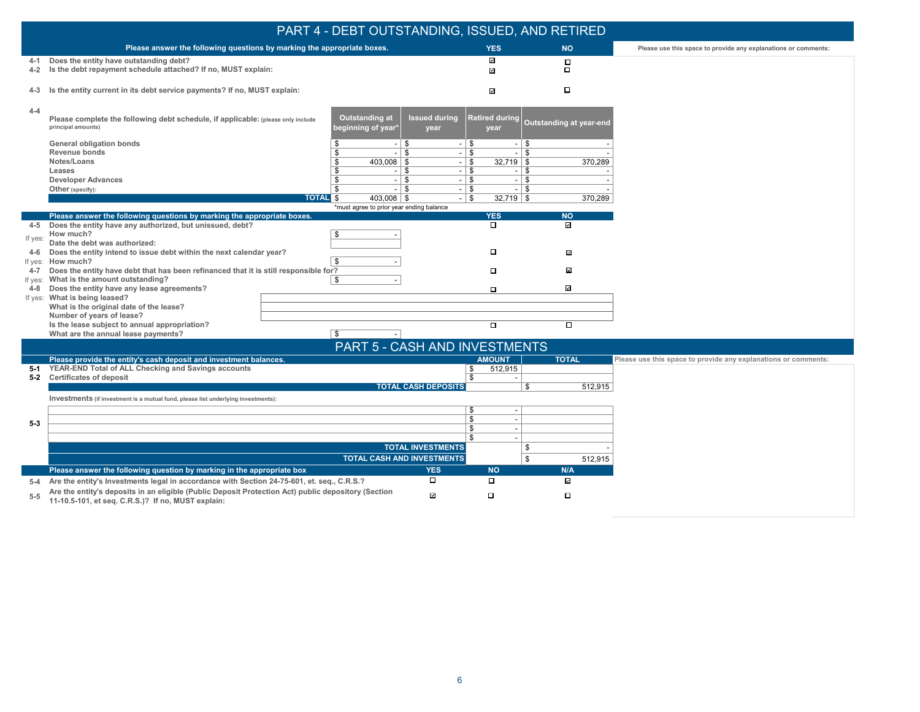# PART 4 - DEBT OUTSTANDING, ISSUED, AND RETIRED

| | Please answer the following questions by marking the appropriate boxes. | YES | NO |
|---|---|---|---|
| 4-1 | Does the entity have outstanding debt? | ☑ | ☐ |
| 4-2 | Is the debt repayment schedule attached? If no, MUST explain: | ☑ | ☐ |
| 4-3 | Is the entity current in its debt service payments? If no, MUST explain: | ☑ | ☐ |

Please use this space to provide any explanations or comments:

**4-4** Please complete the following debt schedule, if applicable: (please only include principal amounts)

| | Outstanding at beginning of year* | Issued during year | Retired during year | Outstanding at year-end |
|---|---|---|---|---|
| General obligation bonds | $ - | $ - | $ - | $ - |
| Revenue bonds | $ - | $ - | $ - | $ - |
| Notes/Loans | $ 403,008 | $ - | $ 32,719 | $ 370,289 |
| Leases | $ - | $ - | $ - | $ - |
| Developer Advances | $ - | $ - | $ - | $ - |
| Other (specify): | $ - | $ - | $ - | $ - |
| **TOTAL** | $ 403,008 | $ - | $ 32,719 | $ 370,289 |

*must agree to prior year ending balance

| | Please answer the following questions by marking the appropriate boxes. | | YES | NO |
|---|---|---|---|---|
| 4-5 | Does the entity have any authorized, but unissued, debt? | | ☐ | ☑ |
| If yes: | How much? | $ - | | |
| | Date the debt was authorized: | | | |
| 4-6 | Does the entity intend to issue debt within the next calendar year? | | ☐ | ☑ |
| If yes: | How much? | $ - | | |
| 4-7 | Does the entity have debt that has been refinanced that it is still responsible for? | | ☐ | ☑ |
| If yes: | What is the amount outstanding? | $ - | | |
| 4-8 | Does the entity have any lease agreements? | | ☐ | ☑ |
| If yes: | What is being leased? | | | |
| | What is the original date of the lease? | | | |
| | Number of years of lease? | | | |
| | Is the lease subject to annual appropriation? | | ☐ | ☐ |
| | What are the annual lease payments? | $ - | | |

# PART 5 - CASH AND INVESTMENTS

| | Please provide the entity's cash deposit and investment balances. | AMOUNT | TOTAL |
|---|---|---|---|
| 5-1 | YEAR-END Total of ALL Checking and Savings accounts | $ 512,915 | |
| 5-2 | Certificates of deposit | $ - | |
| | **TOTAL CASH DEPOSITS** | | $ 512,915 |
| | Investments (if investment is a mutual fund, please list underlying investments): | | |
| 5-3 | | $ - | |
| | | $ - | |
| | | $ - | |
| | | $ - | |
| | **TOTAL INVESTMENTS** | | $ - |
| | **TOTAL CASH AND INVESTMENTS** | | $ 512,915 |

Please use this space to provide any explanations or comments:

| | Please answer the following question by marking in the appropriate box | YES | NO | N/A |
|---|---|---|---|---|
| 5-4 | Are the entity's Investments legal in accordance with Section 24-75-601, et. seq., C.R.S.? | ☐ | ☐ | ☑ |
| 5-5 | Are the entity's deposits in an eligible (Public Deposit Protection Act) public depository (Section 11-10.5-101, et seq. C.R.S.)? If no, MUST explain: | ☑ | ☐ | ☐ |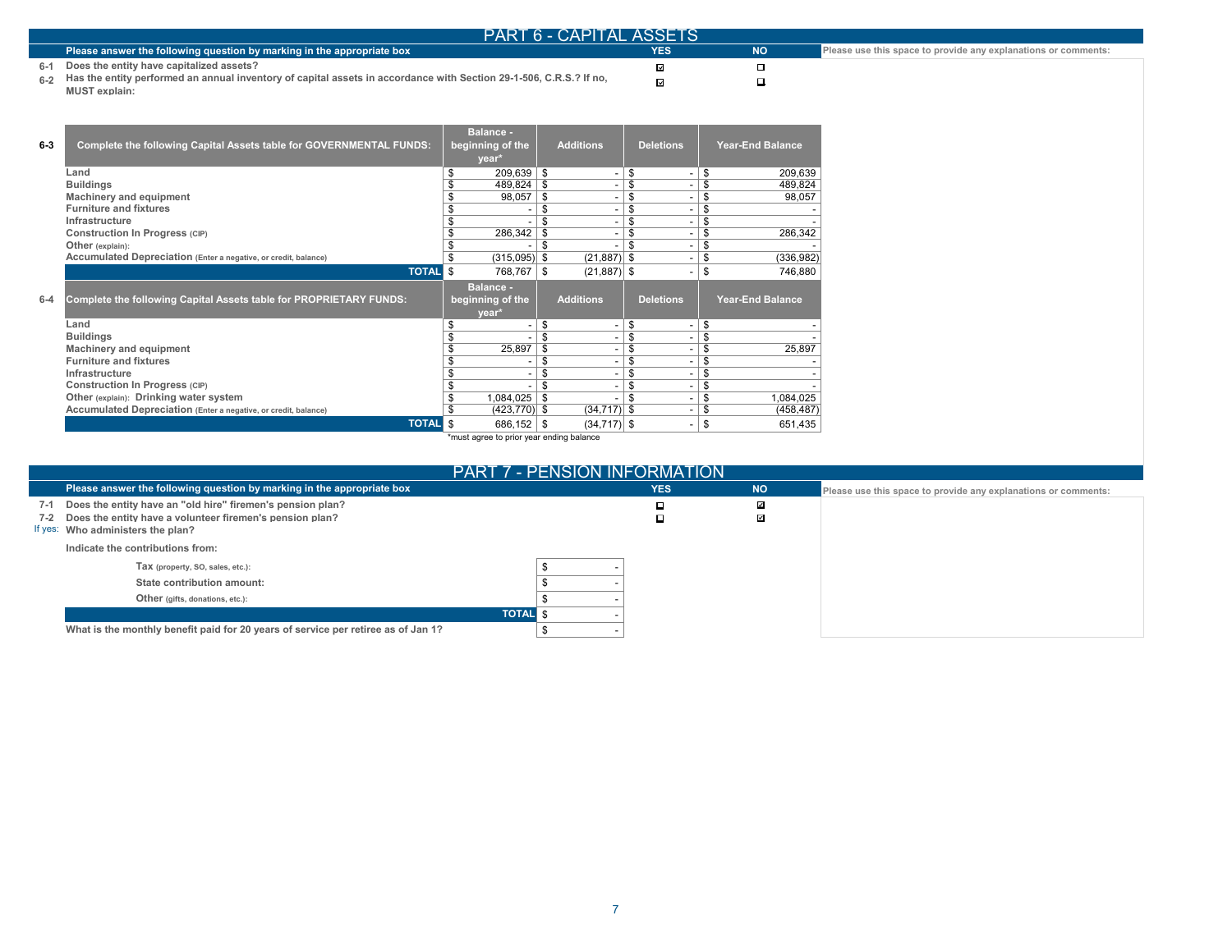# PART 6 - CAPITAL ASSETS

| | Please answer the following question by marking in the appropriate box | YES | NO | Please use this space to provide any explanations or comments: |
|---|---|---|---|---|
| 6-1 | Does the entity have capitalized assets? | ☑ | ☐ | |
| 6-2 | Has the entity performed an annual inventory of capital assets in accordance with Section 29-1-506, C.R.S.? If no, MUST explain: | ☑ | ☐ | |

| 6-3 | Complete the following Capital Assets table for GOVERNMENTAL FUNDS: | Balance - beginning of the year* | Additions | Deletions | Year-End Balance |
|---|---|---|---|---|---|
| | Land | $ 209,639 | $ - | $ - | $ 209,639 |
| | Buildings | $ 489,824 | $ - | $ - | $ 489,824 |
| | Machinery and equipment | $ 98,057 | $ - | $ - | $ 98,057 |
| | Furniture and fixtures | $ - | $ - | $ - | $ - |
| | Infrastructure | $ - | $ - | $ - | $ - |
| | Construction In Progress (CIP) | $ 286,342 | $ - | $ - | $ 286,342 |
| | Other (explain): | $ - | $ - | $ - | $ - |
| | Accumulated Depreciation (Enter a negative, or credit, balance) | $ (315,095) | $ (21,887) | $ - | $ (336,982) |
| | TOTAL | $ 768,767 | $ (21,887) | $ - | $ 746,880 |

| 6-4 | Complete the following Capital Assets table for PROPRIETARY FUNDS: | Balance - beginning of the year* | Additions | Deletions | Year-End Balance |
|---|---|---|---|---|---|
| | Land | $ - | $ - | $ - | $ - |
| | Buildings | $ - | $ - | $ - | $ - |
| | Machinery and equipment | $ 25,897 | $ - | $ - | $ 25,897 |
| | Furniture and fixtures | $ - | $ - | $ - | $ - |
| | Infrastructure | $ - | $ - | $ - | $ - |
| | Construction In Progress (CIP) | $ - | $ - | $ - | $ - |
| | Other (explain): Drinking water system | $ 1,084,025 | $ - | $ - | $ 1,084,025 |
| | Accumulated Depreciation (Enter a negative, or credit, balance) | $ (423,770) | $ (34,717) | $ - | $ (458,487) |
| | TOTAL | $ 686,152 | $ (34,717) | $ - | $ 651,435 |

*must agree to prior year ending balance

# PART 7 - PENSION INFORMATION

| | Please answer the following question by marking in the appropriate box | YES | NO | Please use this space to provide any explanations or comments: |
|---|---|---|---|---|
| 7-1 | Does the entity have an "old hire" firemen's pension plan? | ☐ | ☑ | |
| 7-2 | Does the entity have a volunteer firemen's pension plan? | ☐ | ☑ | |
| If yes: | Who administers the plan? | | | |

Indicate the contributions from:

| | |
|---|---|
| Tax (property, SO, sales, etc.): | $ - |
| State contribution amount: | $ - |
| Other (gifts, donations, etc.): | $ - |
| TOTAL | $ - |
| What is the monthly benefit paid for 20 years of service per retiree as of Jan 1? | $ - |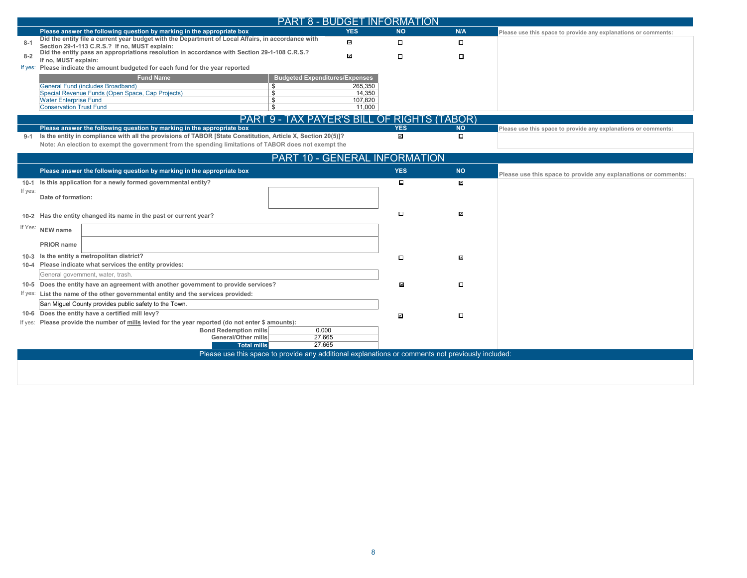## PART 8 - BUDGET INFORMATION

| | Please answer the following question by marking in the appropriate box | YES | NO | N/A | Please use this space to provide any explanations or comments: |
|---|---|---|---|---|---|
| 8-1 | Did the entity file a current year budget with the Department of Local Affairs, in accordance with Section 29-1-113 C.R.S.? If no, MUST explain: | ☑ | ☐ | ☐ | |
| 8-2 | Did the entity pass an appropriations resolution in accordance with Section 29-1-108 C.R.S.? If no, MUST explain: | ☑ | ☐ | ☐ | |

If yes: Please indicate the amount budgeted for each fund for the year reported

| Fund Name | Budgeted Expenditures/Expenses |
|---|---|
| General Fund (includes Broadband) | $ 265,350 |
| Special Revenue Funds (Open Space, Cap Projects) | $ 14,350 |
| Water Enterprise Fund | $ 107,820 |
| Conservation Trust Fund | $ 11,000 |

## PART 9 - TAX PAYER'S BILL OF RIGHTS (TABOR)

| | Please answer the following question by marking in the appropriate box | YES | NO | Please use this space to provide any explanations or comments: |
|---|---|---|---|---|
| 9-1 | Is the entity in compliance with all the provisions of TABOR [State Constitution, Article X, Section 20(5)]? Note: An election to exempt the government from the spending limitations of TABOR does not exempt the | ☑ | ☐ | |

## PART 10 - GENERAL INFORMATION

| | Please answer the following question by marking in the appropriate box | YES | NO | Please use this space to provide any explanations or comments: |
|---|---|---|---|---|
| 10-1 | Is this application for a newly formed governmental entity? | ☐ | ☑ | |
| If yes: | Date of formation: | | | |
| 10-2 | Has the entity changed its name in the past or current year? | ☐ | ☑ | |
| If Yes: | NEW name | | | |
| | PRIOR name | | | |
| 10-3 | Is the entity a metropolitan district? | ☐ | ☑ | |
| 10-4 | Please indicate what services the entity provides: General government, water, trash. | | | |
| 10-5 | Does the entity have an agreement with another government to provide services? | ☑ | ☐ | |
| If yes: | List the name of the other governmental entity and the services provided: San Miguel County provides public safety to the Town. | | | |
| 10-6 | Does the entity have a certified mill levy? | ☑ | ☐ | |
| If yes: | Please provide the number of mills levied for the year reported (do not enter $ amounts): | | | |

| | Mills |
|---|---|
| Bond Redemption mills | 0.000 |
| General/Other mills | 27.665 |
| Total mills | 27.665 |

Please use this space to provide any additional explanations or comments not previously included: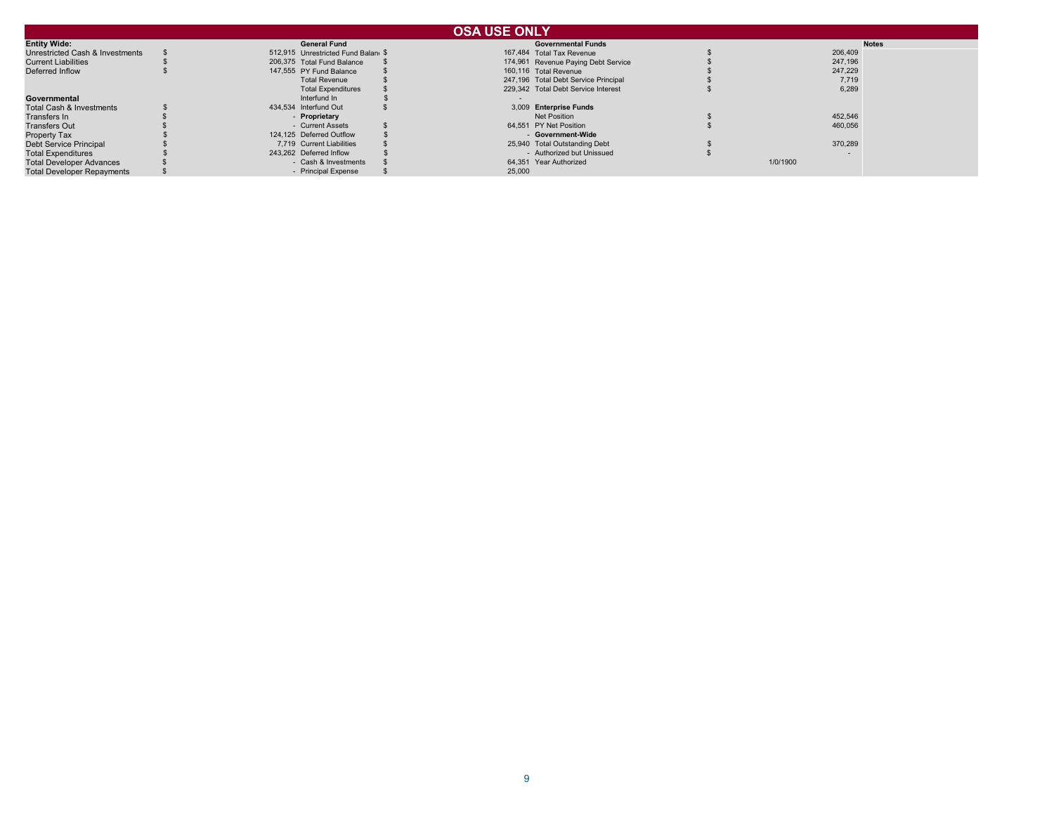# OSA USE ONLY

| Entity Wide: | | | General Fund | | | Governmental Funds | | | Notes |
|---|---|---|---|---|---|---|---|---|---|
| Unrestricted Cash & Investments | $ | 512,915 | Unrestricted Fund Balan | $ | 167,484 | Total Tax Revenue | $ | 206,409 | |
| Current Liabilities | $ | 206,375 | Total Fund Balance | $ | 174,961 | Revenue Paying Debt Service | $ | 247,196 | |
| Deferred Inflow | $ | 147,555 | PY Fund Balance | $ | 160,116 | Total Revenue | $ | 247,229 | |
| | | | Total Revenue | $ | 247,196 | Total Debt Service Principal | $ | 7,719 | |
| | | | Total Expenditures | $ | 229,342 | Total Debt Service Interest | $ | 6,289 | |
| **Governmental** | | | Interfund In | $ | - | | | | |
| Total Cash & Investments | $ | 434,534 | Interfund Out | $ | 3,009 | **Enterprise Funds** | | | |
| Transfers In | $ | - | **Proprietary** | | | Net Position | $ | 452,546 | |
| Transfers Out | $ | - | Current Assets | $ | 64,551 | PY Net Position | $ | 460,056 | |
| Property Tax | $ | 124,125 | Deferred Outflow | $ | - | **Government-Wide** | | | |
| Debt Service Principal | $ | 7,719 | Current Liabilities | $ | 25,940 | Total Outstanding Debt | $ | 370,289 | |
| Total Expenditures | $ | 243,262 | Deferred Inflow | $ | - | Authorized but Unissued | $ | - | |
| Total Developer Advances | $ | - | Cash & Investments | $ | 64,351 | Year Authorized | | 1/0/1900 | |
| Total Developer Repayments | $ | - | Principal Expense | $ | 25,000 | | | | |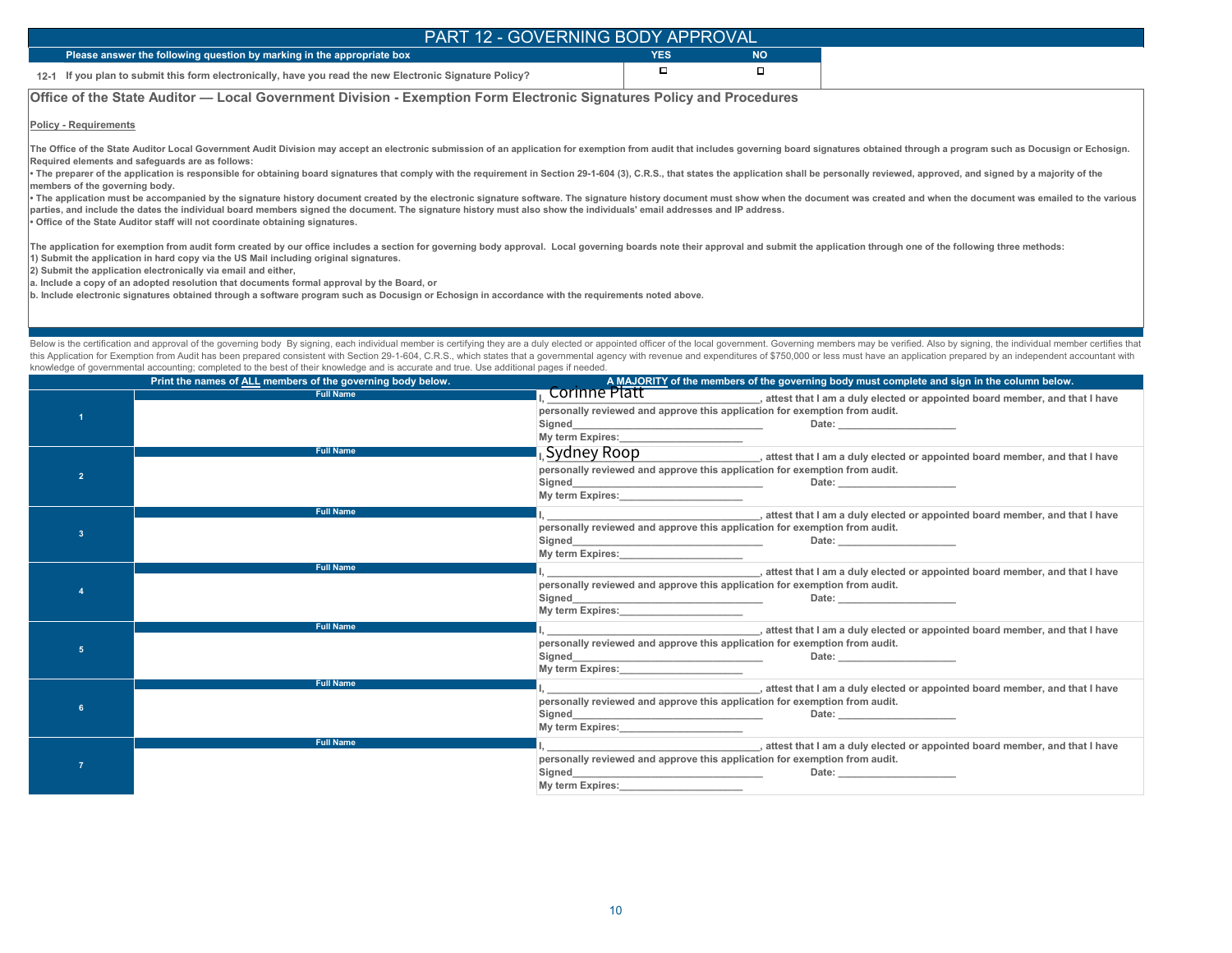# PART 12 - GOVERNING BODY APPROVAL

| | Please answer the following question by marking in the appropriate box | YES | NO |
|---|---|---|---|
| 12-1 | If you plan to submit this form electronically, have you read the new Electronic Signature Policy? | ☐ | ☐ |

## Office of the State Auditor — Local Government Division - Exemption Form Electronic Signatures Policy and Procedures

**Policy - Requirements**

**The Office of the State Auditor Local Government Audit Division may accept an electronic submission of an application for exemption from audit that includes governing board signatures obtained through a program such as Docusign or Echosign. Required elements and safeguards are as follows:**

- **The preparer of the application is responsible for obtaining board signatures that comply with the requirement in Section 29-1-604 (3), C.R.S., that states the application shall be personally reviewed, approved, and signed by a majority of the members of the governing body.**
- **The application must be accompanied by the signature history document created by the electronic signature software. The signature history document must show when the document was created and when the document was emailed to the various parties, and include the dates the individual board members signed the document. The signature history must also show the individuals' email addresses and IP address.**
- **Office of the State Auditor staff will not coordinate obtaining signatures.**

**The application for exemption from audit form created by our office includes a section for governing body approval. Local governing boards note their approval and submit the application through one of the following three methods:**

**1) Submit the application in hard copy via the US Mail including original signatures.**

**2) Submit the application electronically via email and either,**

**a. Include a copy of an adopted resolution that documents formal approval by the Board, or**

**b. Include electronic signatures obtained through a software program such as Docusign or Echosign in accordance with the requirements noted above.**

Below is the certification and approval of the governing body By signing, each individual member is certifying they are a duly elected or appointed officer of the local government. Governing members may be verified. Also by signing, the individual member certifies that this Application for Exemption from Audit has been prepared consistent with Section 29-1-604, C.R.S., which states that a governmental agency with revenue and expenditures of $750,000 or less must have an application prepared by an independent accountant with knowledge of governmental accounting; completed to the best of their knowledge and is accurate and true. Use additional pages if needed.

| | Print the names of ALL members of the governing body below. | A MAJORITY of the members of the governing body must complete and sign in the column below. |
|---|---|---|
| 1 | Full Name | I, Corinne Platt, attest that I am a duly elected or appointed board member, and that I have personally reviewed and approve this application for exemption from audit. Signed\_\_\_\_\_\_\_\_ Date: \_\_\_\_\_\_\_\_ My term Expires:\_\_\_\_\_\_\_\_ |
| 2 | Full Name | I, Sydney Roop, attest that I am a duly elected or appointed board member, and that I have personally reviewed and approve this application for exemption from audit. Signed\_\_\_\_\_\_\_\_ Date: \_\_\_\_\_\_\_\_ My term Expires:\_\_\_\_\_\_\_\_ |
| 3 | Full Name | I, \_\_\_\_\_\_\_\_, attest that I am a duly elected or appointed board member, and that I have personally reviewed and approve this application for exemption from audit. Signed\_\_\_\_\_\_\_\_ Date: \_\_\_\_\_\_\_\_ My term Expires:\_\_\_\_\_\_\_\_ |
| 4 | Full Name | I, \_\_\_\_\_\_\_\_, attest that I am a duly elected or appointed board member, and that I have personally reviewed and approve this application for exemption from audit. Signed\_\_\_\_\_\_\_\_ Date: \_\_\_\_\_\_\_\_ My term Expires:\_\_\_\_\_\_\_\_ |
| 5 | Full Name | I, \_\_\_\_\_\_\_\_, attest that I am a duly elected or appointed board member, and that I have personally reviewed and approve this application for exemption from audit. Signed\_\_\_\_\_\_\_\_ Date: \_\_\_\_\_\_\_\_ My term Expires:\_\_\_\_\_\_\_\_ |
| 6 | Full Name | I, \_\_\_\_\_\_\_\_, attest that I am a duly elected or appointed board member, and that I have personally reviewed and approve this application for exemption from audit. Signed\_\_\_\_\_\_\_\_ Date: \_\_\_\_\_\_\_\_ My term Expires:\_\_\_\_\_\_\_\_ |
| 7 | Full Name | I, \_\_\_\_\_\_\_\_, attest that I am a duly elected or appointed board member, and that I have personally reviewed and approve this application for exemption from audit. Signed\_\_\_\_\_\_\_\_ Date: \_\_\_\_\_\_\_\_ My term Expires:\_\_\_\_\_\_\_\_ |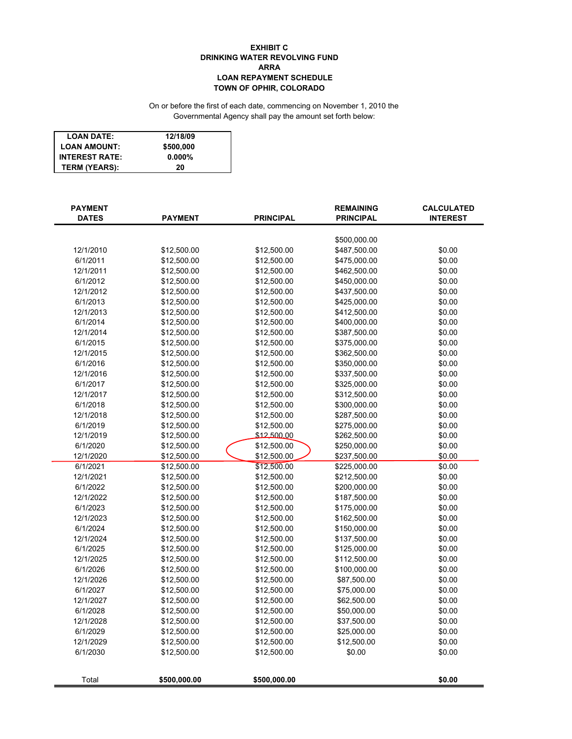**EXHIBIT C**
**DRINKING WATER REVOLVING FUND**
**ARRA**
**LOAN REPAYMENT SCHEDULE**
**TOWN OF OPHIR, COLORADO**

On or before the first of each date, commencing on November 1, 2010 the Governmental Agency shall pay the amount set forth below:

| | |
|---|---|
| **LOAN DATE:** | **12/18/09** |
| **LOAN AMOUNT:** | **$500,000** |
| **INTEREST RATE:** | **0.000%** |
| **TERM (YEARS):** | **20** |

| PAYMENT DATES | PAYMENT | PRINCIPAL | REMAINING PRINCIPAL | CALCULATED INTEREST |
|---|---|---|---|---|
| | | | $500,000.00 | |
| 12/1/2010 | $12,500.00 | $12,500.00 | $487,500.00 | $0.00 |
| 6/1/2011 | $12,500.00 | $12,500.00 | $475,000.00 | $0.00 |
| 12/1/2011 | $12,500.00 | $12,500.00 | $462,500.00 | $0.00 |
| 6/1/2012 | $12,500.00 | $12,500.00 | $450,000.00 | $0.00 |
| 12/1/2012 | $12,500.00 | $12,500.00 | $437,500.00 | $0.00 |
| 6/1/2013 | $12,500.00 | $12,500.00 | $425,000.00 | $0.00 |
| 12/1/2013 | $12,500.00 | $12,500.00 | $412,500.00 | $0.00 |
| 6/1/2014 | $12,500.00 | $12,500.00 | $400,000.00 | $0.00 |
| 12/1/2014 | $12,500.00 | $12,500.00 | $387,500.00 | $0.00 |
| 6/1/2015 | $12,500.00 | $12,500.00 | $375,000.00 | $0.00 |
| 12/1/2015 | $12,500.00 | $12,500.00 | $362,500.00 | $0.00 |
| 6/1/2016 | $12,500.00 | $12,500.00 | $350,000.00 | $0.00 |
| 12/1/2016 | $12,500.00 | $12,500.00 | $337,500.00 | $0.00 |
| 6/1/2017 | $12,500.00 | $12,500.00 | $325,000.00 | $0.00 |
| 12/1/2017 | $12,500.00 | $12,500.00 | $312,500.00 | $0.00 |
| 6/1/2018 | $12,500.00 | $12,500.00 | $300,000.00 | $0.00 |
| 12/1/2018 | $12,500.00 | $12,500.00 | $287,500.00 | $0.00 |
| 6/1/2019 | $12,500.00 | $12,500.00 | $275,000.00 | $0.00 |
| 12/1/2019 | $12,500.00 | $12,500.00 | $262,500.00 | $0.00 |
| 6/1/2020 | $12,500.00 | $12,500.00 | $250,000.00 | $0.00 |
| 12/1/2020 | $12,500.00 | $12,500.00 | $237,500.00 | $0.00 |
| 6/1/2021 | $12,500.00 | $12,500.00 | $225,000.00 | $0.00 |
| 12/1/2021 | $12,500.00 | $12,500.00 | $212,500.00 | $0.00 |
| 6/1/2022 | $12,500.00 | $12,500.00 | $200,000.00 | $0.00 |
| 12/1/2022 | $12,500.00 | $12,500.00 | $187,500.00 | $0.00 |
| 6/1/2023 | $12,500.00 | $12,500.00 | $175,000.00 | $0.00 |
| 12/1/2023 | $12,500.00 | $12,500.00 | $162,500.00 | $0.00 |
| 6/1/2024 | $12,500.00 | $12,500.00 | $150,000.00 | $0.00 |
| 12/1/2024 | $12,500.00 | $12,500.00 | $137,500.00 | $0.00 |
| 6/1/2025 | $12,500.00 | $12,500.00 | $125,000.00 | $0.00 |
| 12/1/2025 | $12,500.00 | $12,500.00 | $112,500.00 | $0.00 |
| 6/1/2026 | $12,500.00 | $12,500.00 | $100,000.00 | $0.00 |
| 12/1/2026 | $12,500.00 | $12,500.00 | $87,500.00 | $0.00 |
| 6/1/2027 | $12,500.00 | $12,500.00 | $75,000.00 | $0.00 |
| 12/1/2027 | $12,500.00 | $12,500.00 | $62,500.00 | $0.00 |
| 6/1/2028 | $12,500.00 | $12,500.00 | $50,000.00 | $0.00 |
| 12/1/2028 | $12,500.00 | $12,500.00 | $37,500.00 | $0.00 |
| 6/1/2029 | $12,500.00 | $12,500.00 | $25,000.00 | $0.00 |
| 12/1/2029 | $12,500.00 | $12,500.00 | $12,500.00 | $0.00 |
| 6/1/2030 | $12,500.00 | $12,500.00 | $0.00 | $0.00 |
| Total | **$500,000.00** | **$500,000.00** | | **$0.00** |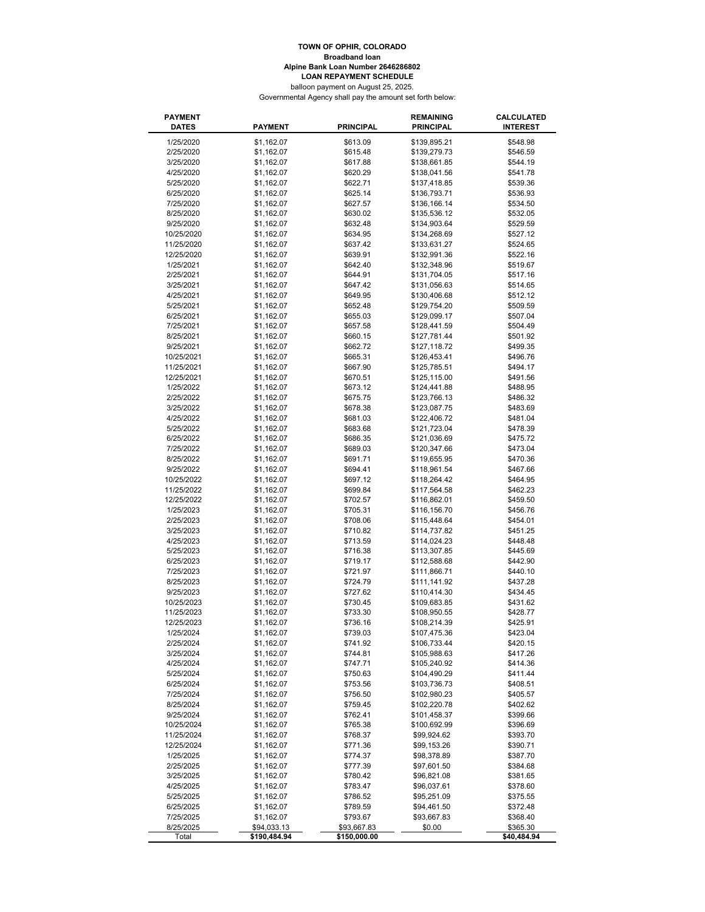**TOWN OF OPHIR, COLORADO**
**Broadband loan**
**Alpine Bank Loan Number 2646286802**
**LOAN REPAYMENT SCHEDULE**

balloon payment on August 25, 2025.
Governmental Agency shall pay the amount set forth below:

| PAYMENT DATES | PAYMENT | PRINCIPAL | REMAINING PRINCIPAL | CALCULATED INTEREST |
|---|---|---|---|---|
| 1/25/2020 | $1,162.07 | $613.09 | $139,895.21 | $548.98 |
| 2/25/2020 | $1,162.07 | $615.48 | $139,279.73 | $546.59 |
| 3/25/2020 | $1,162.07 | $617.88 | $138,661.85 | $544.19 |
| 4/25/2020 | $1,162.07 | $620.29 | $138,041.56 | $541.78 |
| 5/25/2020 | $1,162.07 | $622.71 | $137,418.85 | $539.36 |
| 6/25/2020 | $1,162.07 | $625.14 | $136,793.71 | $536.93 |
| 7/25/2020 | $1,162.07 | $627.57 | $136,166.14 | $534.50 |
| 8/25/2020 | $1,162.07 | $630.02 | $135,536.12 | $532.05 |
| 9/25/2020 | $1,162.07 | $632.48 | $134,903.64 | $529.59 |
| 10/25/2020 | $1,162.07 | $634.95 | $134,268.69 | $527.12 |
| 11/25/2020 | $1,162.07 | $637.42 | $133,631.27 | $524.65 |
| 12/25/2020 | $1,162.07 | $639.91 | $132,991.36 | $522.16 |
| 1/25/2021 | $1,162.07 | $642.40 | $132,348.96 | $519.67 |
| 2/25/2021 | $1,162.07 | $644.91 | $131,704.05 | $517.16 |
| 3/25/2021 | $1,162.07 | $647.42 | $131,056.63 | $514.65 |
| 4/25/2021 | $1,162.07 | $649.95 | $130,406.68 | $512.12 |
| 5/25/2021 | $1,162.07 | $652.48 | $129,754.20 | $509.59 |
| 6/25/2021 | $1,162.07 | $655.03 | $129,099.17 | $507.04 |
| 7/25/2021 | $1,162.07 | $657.58 | $128,441.59 | $504.49 |
| 8/25/2021 | $1,162.07 | $660.15 | $127,781.44 | $501.92 |
| 9/25/2021 | $1,162.07 | $662.72 | $127,118.72 | $499.35 |
| 10/25/2021 | $1,162.07 | $665.31 | $126,453.41 | $496.76 |
| 11/25/2021 | $1,162.07 | $667.90 | $125,785.51 | $494.17 |
| 12/25/2021 | $1,162.07 | $670.51 | $125,115.00 | $491.56 |
| 1/25/2022 | $1,162.07 | $673.12 | $124,441.88 | $488.95 |
| 2/25/2022 | $1,162.07 | $675.75 | $123,766.13 | $486.32 |
| 3/25/2022 | $1,162.07 | $678.38 | $123,087.75 | $483.69 |
| 4/25/2022 | $1,162.07 | $681.03 | $122,406.72 | $481.04 |
| 5/25/2022 | $1,162.07 | $683.68 | $121,723.04 | $478.39 |
| 6/25/2022 | $1,162.07 | $686.35 | $121,036.69 | $475.72 |
| 7/25/2022 | $1,162.07 | $689.03 | $120,347.66 | $473.04 |
| 8/25/2022 | $1,162.07 | $691.71 | $119,655.95 | $470.36 |
| 9/25/2022 | $1,162.07 | $694.41 | $118,961.54 | $467.66 |
| 10/25/2022 | $1,162.07 | $697.12 | $118,264.42 | $464.95 |
| 11/25/2022 | $1,162.07 | $699.84 | $117,564.58 | $462.23 |
| 12/25/2022 | $1,162.07 | $702.57 | $116,862.01 | $459.50 |
| 1/25/2023 | $1,162.07 | $705.31 | $116,156.70 | $456.76 |
| 2/25/2023 | $1,162.07 | $708.06 | $115,448.64 | $454.01 |
| 3/25/2023 | $1,162.07 | $710.82 | $114,737.82 | $451.25 |
| 4/25/2023 | $1,162.07 | $713.59 | $114,024.23 | $448.48 |
| 5/25/2023 | $1,162.07 | $716.38 | $113,307.85 | $445.69 |
| 6/25/2023 | $1,162.07 | $719.17 | $112,588.68 | $442.90 |
| 7/25/2023 | $1,162.07 | $721.97 | $111,866.71 | $440.10 |
| 8/25/2023 | $1,162.07 | $724.79 | $111,141.92 | $437.28 |
| 9/25/2023 | $1,162.07 | $727.62 | $110,414.30 | $434.45 |
| 10/25/2023 | $1,162.07 | $730.45 | $109,683.85 | $431.62 |
| 11/25/2023 | $1,162.07 | $733.30 | $108,950.55 | $428.77 |
| 12/25/2023 | $1,162.07 | $736.16 | $108,214.39 | $425.91 |
| 1/25/2024 | $1,162.07 | $739.03 | $107,475.36 | $423.04 |
| 2/25/2024 | $1,162.07 | $741.92 | $106,733.44 | $420.15 |
| 3/25/2024 | $1,162.07 | $744.81 | $105,988.63 | $417.26 |
| 4/25/2024 | $1,162.07 | $747.71 | $105,240.92 | $414.36 |
| 5/25/2024 | $1,162.07 | $750.63 | $104,490.29 | $411.44 |
| 6/25/2024 | $1,162.07 | $753.56 | $103,736.73 | $408.51 |
| 7/25/2024 | $1,162.07 | $756.50 | $102,980.23 | $405.57 |
| 8/25/2024 | $1,162.07 | $759.45 | $102,220.78 | $402.62 |
| 9/25/2024 | $1,162.07 | $762.41 | $101,458.37 | $399.66 |
| 10/25/2024 | $1,162.07 | $765.38 | $100,692.99 | $396.69 |
| 11/25/2024 | $1,162.07 | $768.37 | $99,924.62 | $393.70 |
| 12/25/2024 | $1,162.07 | $771.36 | $99,153.26 | $390.71 |
| 1/25/2025 | $1,162.07 | $774.37 | $98,378.89 | $387.70 |
| 2/25/2025 | $1,162.07 | $777.39 | $97,601.50 | $384.68 |
| 3/25/2025 | $1,162.07 | $780.42 | $96,821.08 | $381.65 |
| 4/25/2025 | $1,162.07 | $783.47 | $96,037.61 | $378.60 |
| 5/25/2025 | $1,162.07 | $786.52 | $95,251.09 | $375.55 |
| 6/25/2025 | $1,162.07 | $789.59 | $94,461.50 | $372.48 |
| 7/25/2025 | $1,162.07 | $793.67 | $93,667.83 | $368.40 |
| 8/25/2025 | $94,033.13 | $93,667.83 | $0.00 | $365.30 |
| Total | **$190,484.94** | **$150,000.00** | | **$40,484.94** |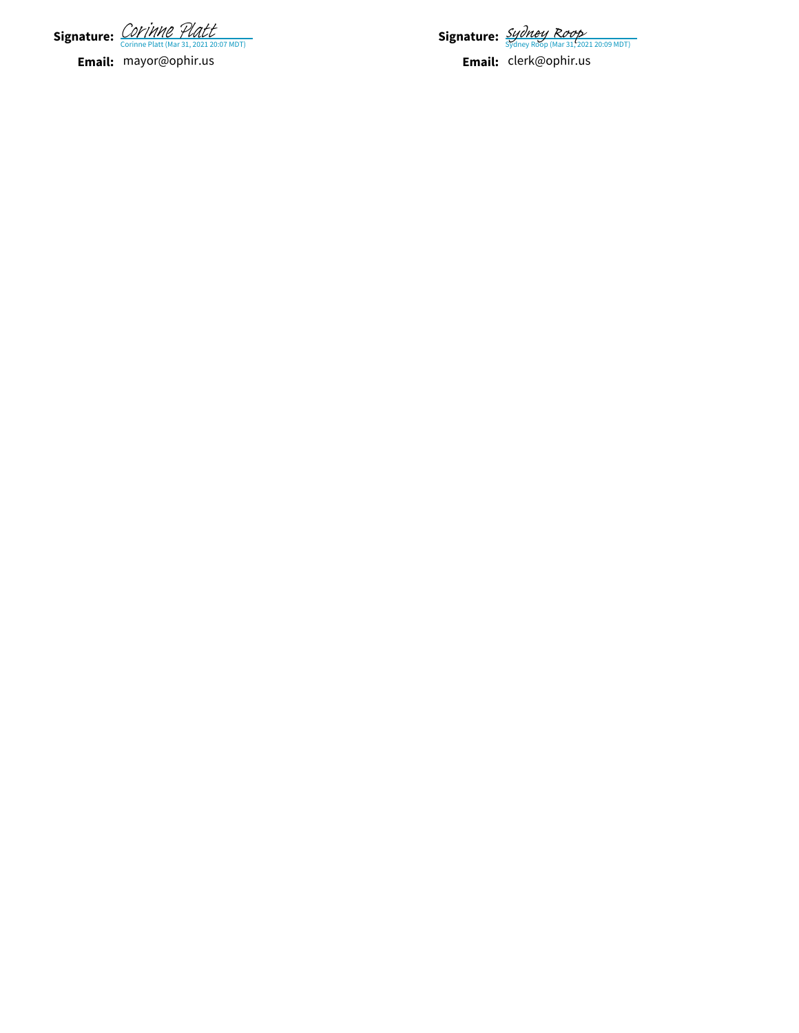**Signature:** *Corinne Platt*
Corinne Platt (Mar 31, 2021 20:07 MDT)

**Email:** mayor@ophir.us

**Signature:** *Sydney Roop*
Sydney Roop (Mar 31, 2021 20:09 MDT)

**Email:** clerk@ophir.us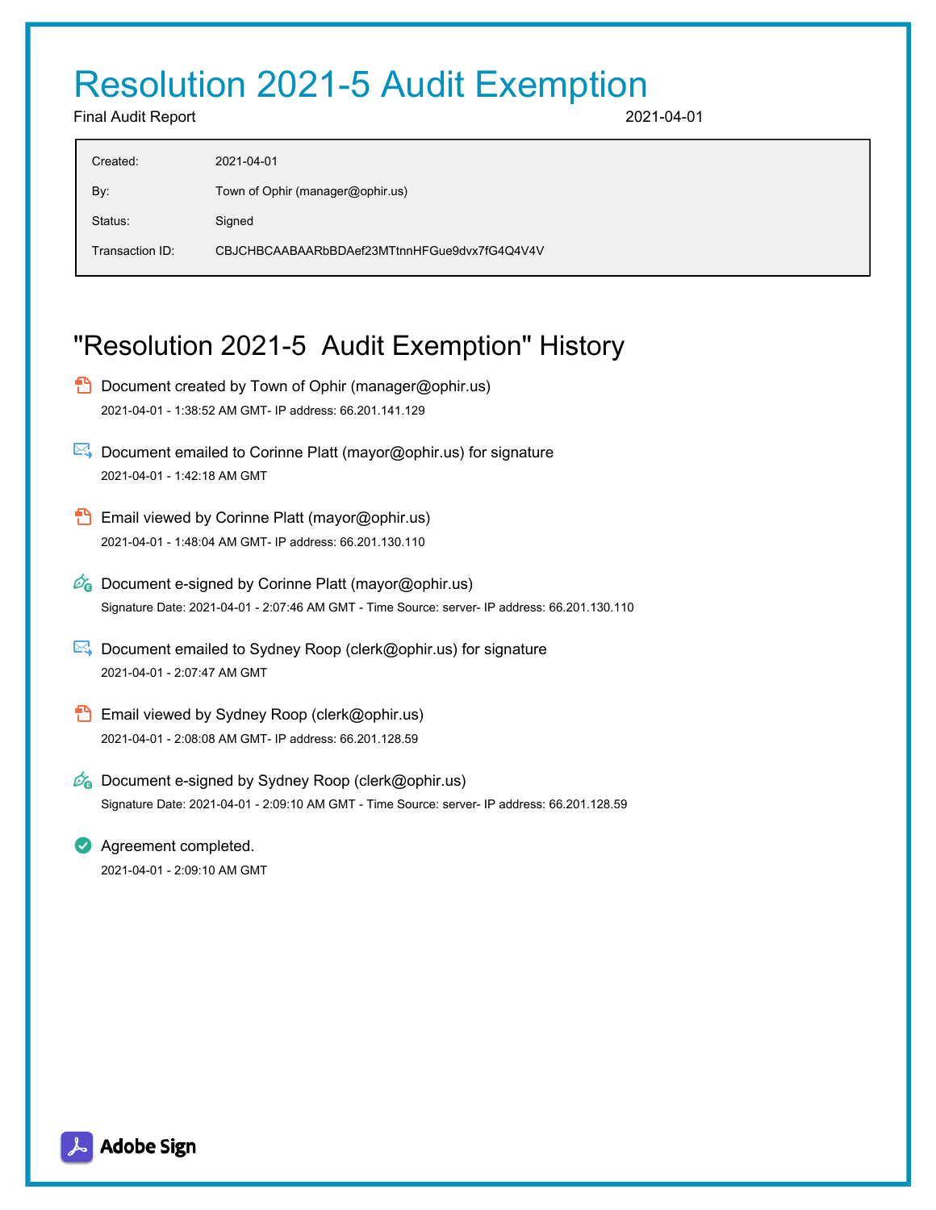# Resolution 2021-5 Audit Exemption

Final Audit Report 2021-04-01

| | |
|---|---|
| Created: | 2021-04-01 |
| By: | Town of Ophir (manager@ophir.us) |
| Status: | Signed |
| Transaction ID: | CBJCHBCAABAARbBDAef23MTtnnHFGue9dvx7fG4Q4V4V |

## "Resolution 2021-5  Audit Exemption" History

- Document created by Town of Ophir (manager@ophir.us)
  2021-04-01 - 1:38:52 AM GMT- IP address: 66.201.141.129

- Document emailed to Corinne Platt (mayor@ophir.us) for signature
  2021-04-01 - 1:42:18 AM GMT

- Email viewed by Corinne Platt (mayor@ophir.us)
  2021-04-01 - 1:48:04 AM GMT- IP address: 66.201.130.110

- Document e-signed by Corinne Platt (mayor@ophir.us)
  Signature Date: 2021-04-01 - 2:07:46 AM GMT - Time Source: server- IP address: 66.201.130.110

- Document emailed to Sydney Roop (clerk@ophir.us) for signature
  2021-04-01 - 2:07:47 AM GMT

- Email viewed by Sydney Roop (clerk@ophir.us)
  2021-04-01 - 2:08:08 AM GMT- IP address: 66.201.128.59

- Document e-signed by Sydney Roop (clerk@ophir.us)
  Signature Date: 2021-04-01 - 2:09:10 AM GMT - Time Source: server- IP address: 66.201.128.59

- Agreement completed.
  2021-04-01 - 2:09:10 AM GMT

Adobe Sign